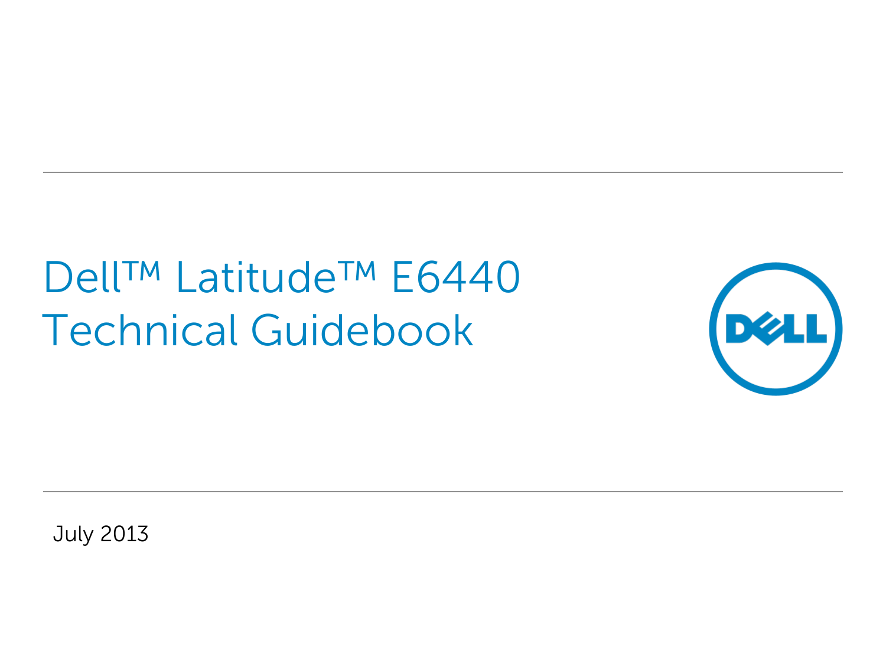# Dell™ Latitude™ E6440 Technical Guidebook

July 2013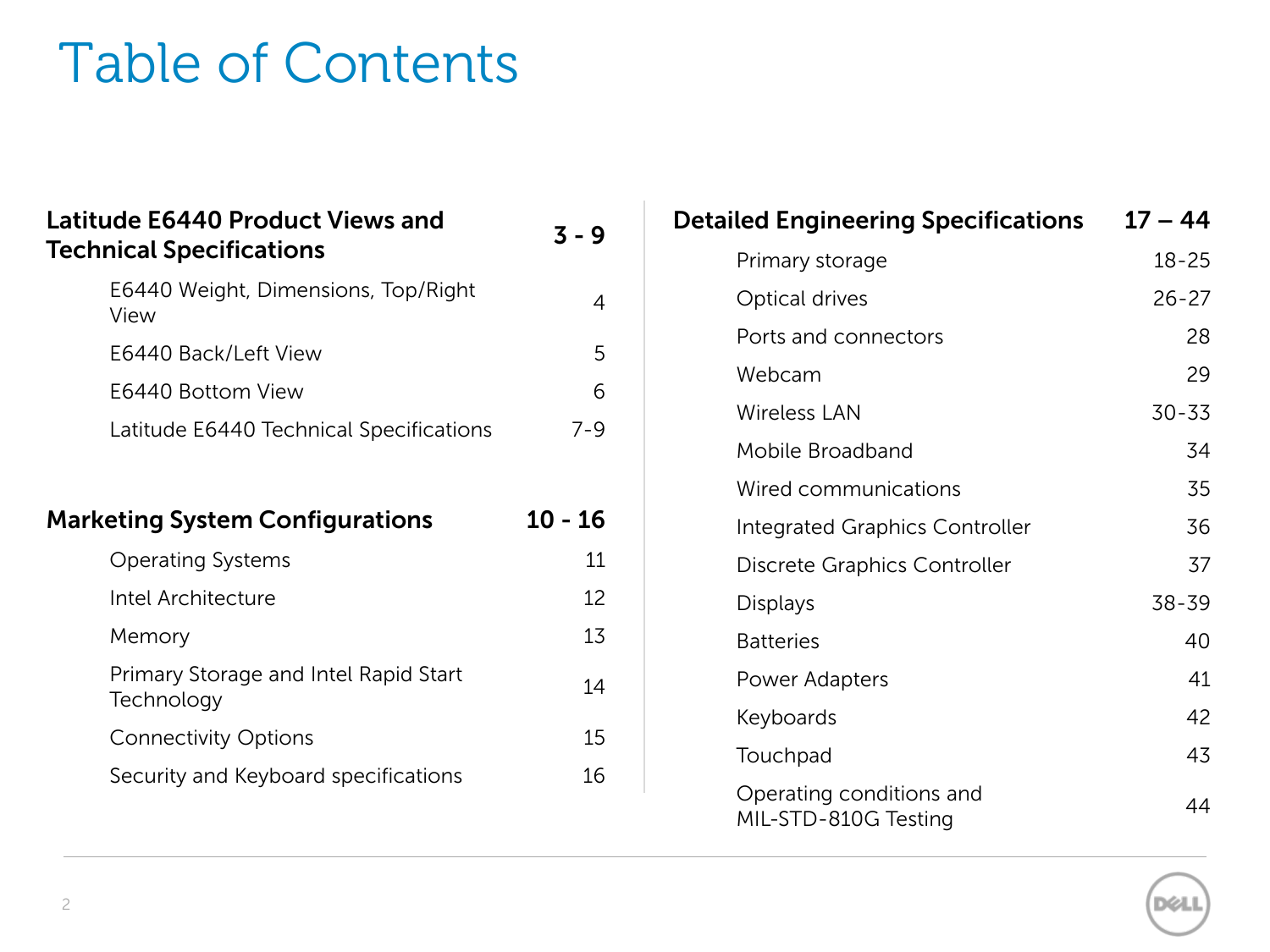# Table of Contents

| Section | Pages |
|---|---|
| **Latitude E6440 Product Views and Technical Specifications** | **3 - 9** |
| E6440 Weight, Dimensions, Top/Right View | 4 |
| E6440 Back/Left View | 5 |
| E6440 Bottom View | 6 |
| Latitude E6440 Technical Specifications | 7-9 |
| **Marketing System Configurations** | **10 - 16** |
| Operating Systems | 11 |
| Intel Architecture | 12 |
| Memory | 13 |
| Primary Storage and Intel Rapid Start Technology | 14 |
| Connectivity Options | 15 |
| Security and Keyboard specifications | 16 |
| **Detailed Engineering Specifications** | **17 – 44** |
| Primary storage | 18-25 |
| Optical drives | 26-27 |
| Ports and connectors | 28 |
| Webcam | 29 |
| Wireless LAN | 30-33 |
| Mobile Broadband | 34 |
| Wired communications | 35 |
| Integrated Graphics Controller | 36 |
| Discrete Graphics Controller | 37 |
| Displays | 38-39 |
| Batteries | 40 |
| Power Adapters | 41 |
| Keyboards | 42 |
| Touchpad | 43 |
| Operating conditions and MIL-STD-810G Testing | 44 |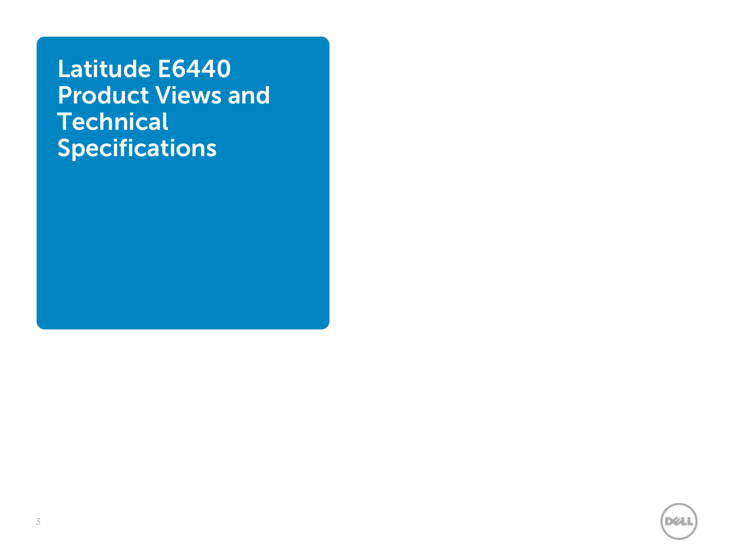# Latitude E6440 Product Views and Technical Specifications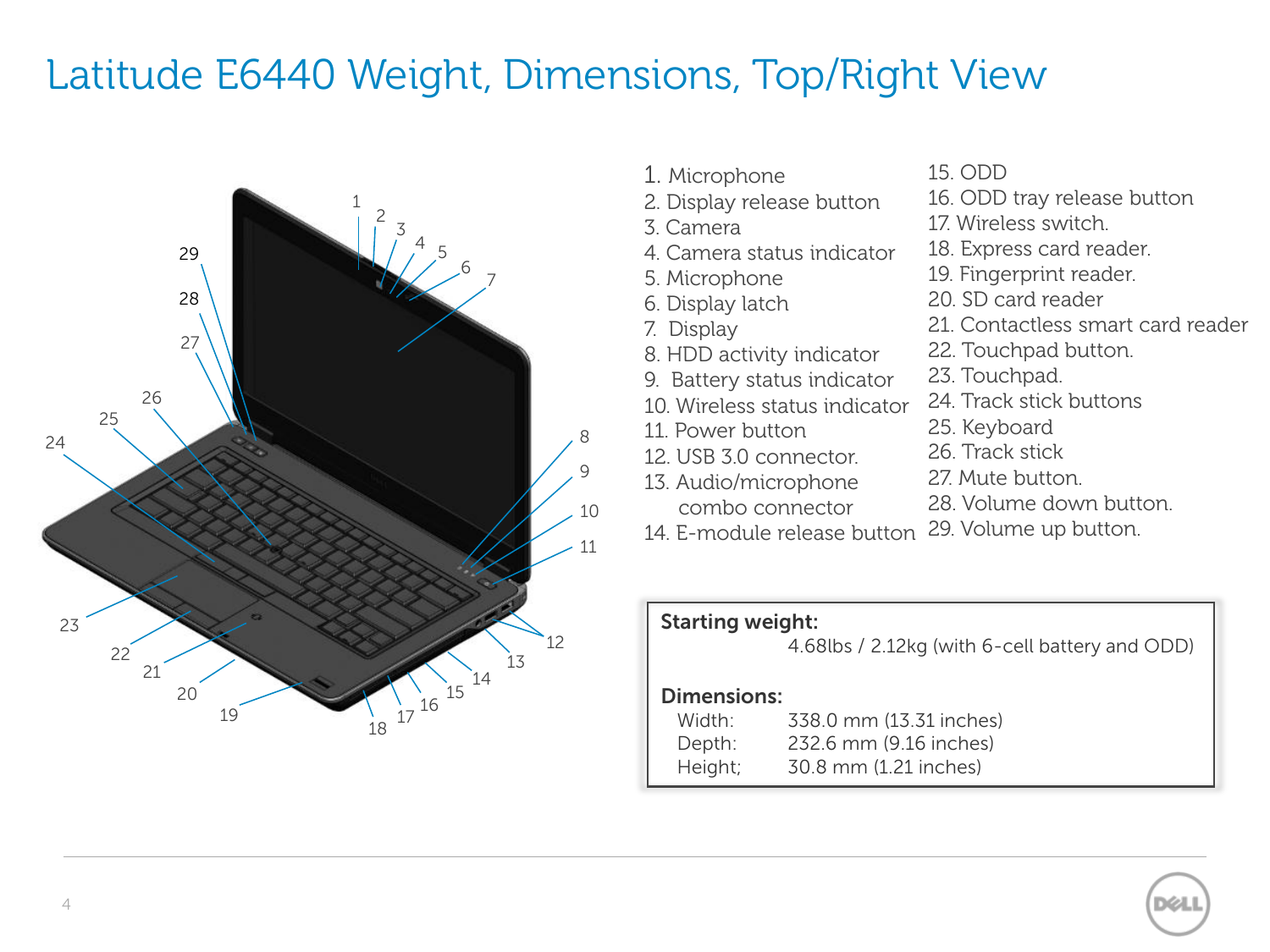# Latitude E6440 Weight, Dimensions, Top/Right View

1. Microphone
2. Display release button
3. Camera
4. Camera status indicator
5. Microphone
6. Display latch
7. Display
8. HDD activity indicator
9. Battery status indicator
10. Wireless status indicator
11. Power button
12. USB 3.0 connector.
13. Audio/microphone combo connector
14. E-module release button
15. ODD
16. ODD tray release button
17. Wireless switch.
18. Express card reader.
19. Fingerprint reader.
20. SD card reader
21. Contactless smart card reader
22. Touchpad button.
23. Touchpad.
24. Track stick buttons
25. Keyboard
26. Track stick
27. Mute button.
28. Volume down button.
29. Volume up button.

**Starting weight:**

4.68lbs / 2.12kg (with 6-cell battery and ODD)

**Dimensions:**

| | |
|---|---|
| Width: | 338.0 mm (13.31 inches) |
| Depth: | 232.6 mm (9.16 inches) |
| Height; | 30.8 mm (1.21 inches) |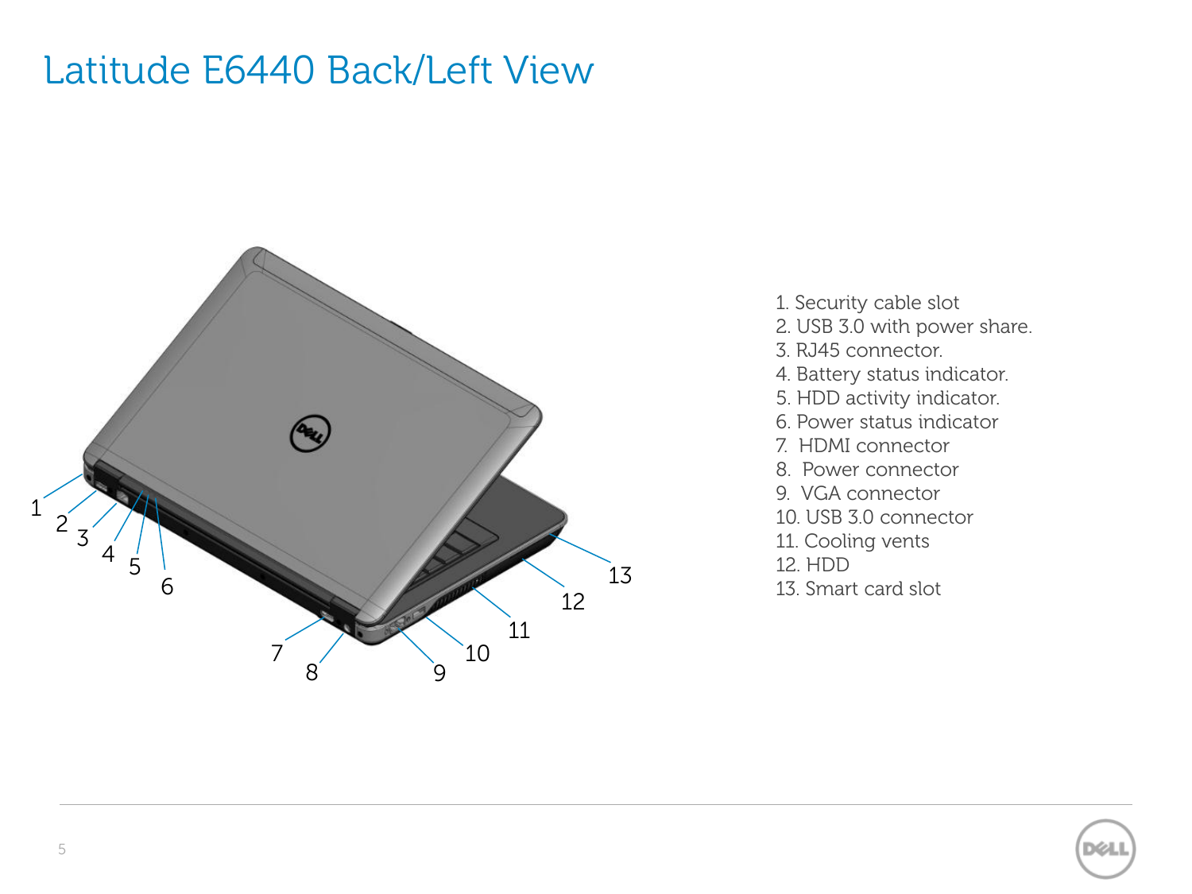# Latitude E6440 Back/Left View

1. Security cable slot
2. USB 3.0 with power share.
3. RJ45 connector.
4. Battery status indicator.
5. HDD activity indicator.
6. Power status indicator
7. HDMI connector
8. Power connector
9. VGA connector
10. USB 3.0 connector
11. Cooling vents
12. HDD
13. Smart card slot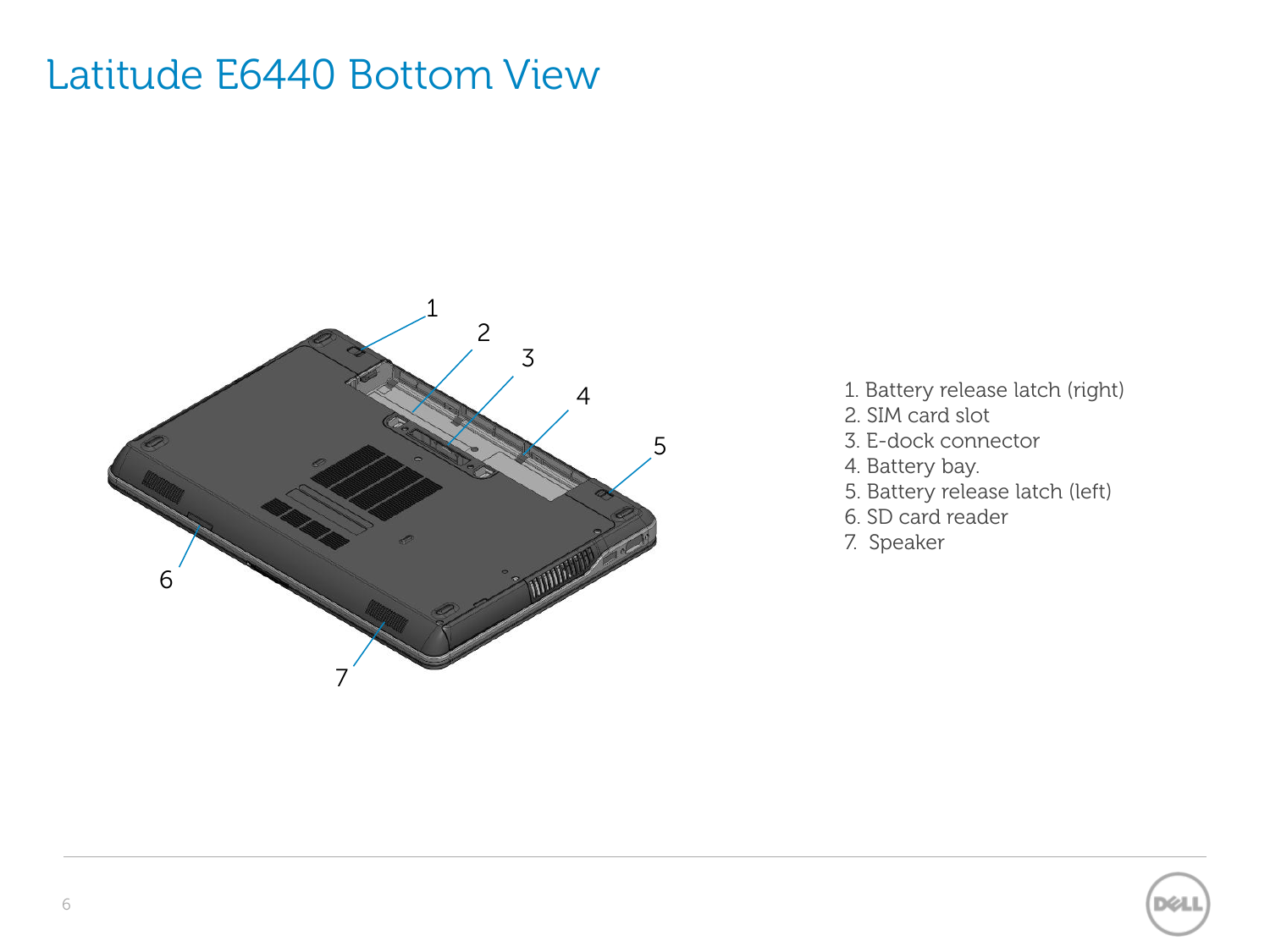# Latitude E6440 Bottom View

1. Battery release latch (right)
2. SIM card slot
3. E-dock connector
4. Battery bay.
5. Battery release latch (left)
6. SD card reader
7. Speaker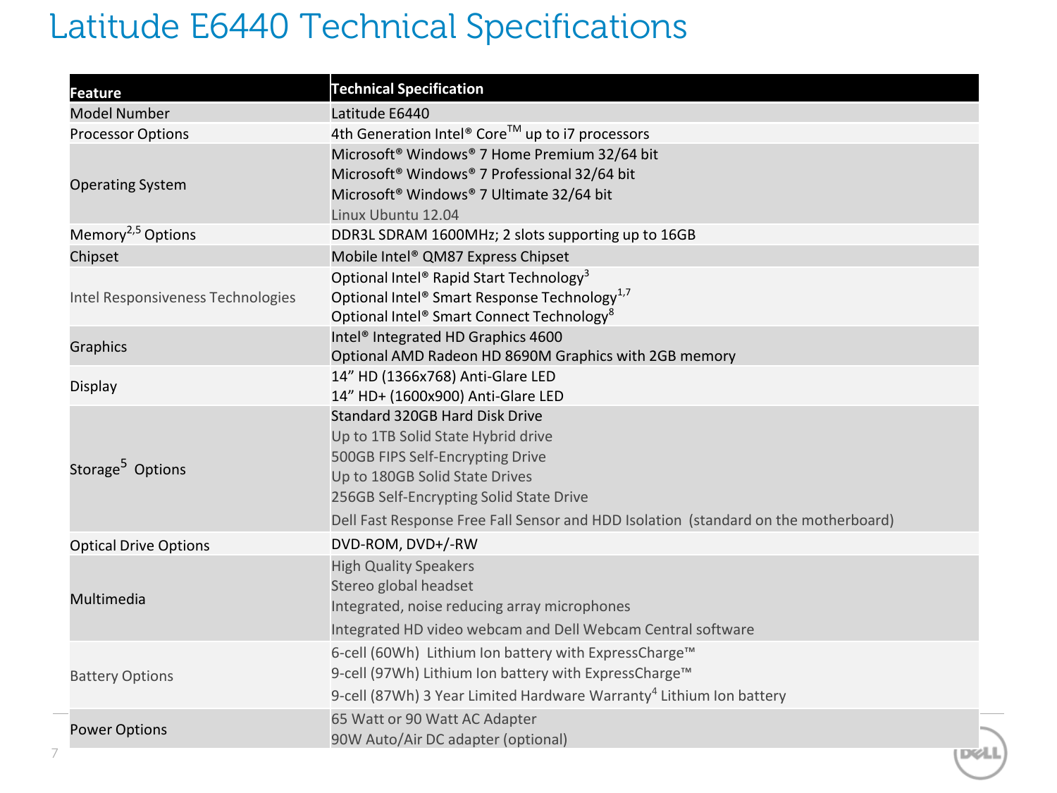# Latitude E6440 Technical Specifications

| Feature | Technical Specification |
|---|---|
| Model Number | Latitude E6440 |
| Processor Options | 4th Generation Intel® Core™ up to i7 processors |
| Operating System | Microsoft® Windows® 7 Home Premium 32/64 bit<br>Microsoft® Windows® 7 Professional 32/64 bit<br>Microsoft® Windows® 7 Ultimate 32/64 bit<br>Linux Ubuntu 12.04 |
| Memory[2,5] Options | DDR3L SDRAM 1600MHz; 2 slots supporting up to 16GB |
| Chipset | Mobile Intel® QM87 Express Chipset |
| Intel Responsiveness Technologies | Optional Intel® Rapid Start Technology[3]<br>Optional Intel® Smart Response Technology[1,7]<br>Optional Intel® Smart Connect Technology[8] |
| Graphics | Intel® Integrated HD Graphics 4600<br>Optional AMD Radeon HD 8690M Graphics with 2GB memory |
| Display | 14" HD (1366x768) Anti-Glare LED<br>14" HD+ (1600x900) Anti-Glare LED |
| Storage[5] Options | Standard 320GB Hard Disk Drive<br>Up to 1TB Solid State Hybrid drive<br>500GB FIPS Self-Encrypting Drive<br>Up to 180GB Solid State Drives<br>256GB Self-Encrypting Solid State Drive<br>Dell Fast Response Free Fall Sensor and HDD Isolation (standard on the motherboard) |
| Optical Drive Options | DVD-ROM, DVD+/-RW |
| Multimedia | High Quality Speakers<br>Stereo global headset<br>Integrated, noise reducing array microphones<br>Integrated HD video webcam and Dell Webcam Central software |
| Battery Options | 6-cell (60Wh) Lithium Ion battery with ExpressCharge™<br>9-cell (97Wh) Lithium Ion battery with ExpressCharge™<br>9-cell (87Wh) 3 Year Limited Hardware Warranty[4] Lithium Ion battery |
| Power Options | 65 Watt or 90 Watt AC Adapter<br>90W Auto/Air DC adapter (optional) |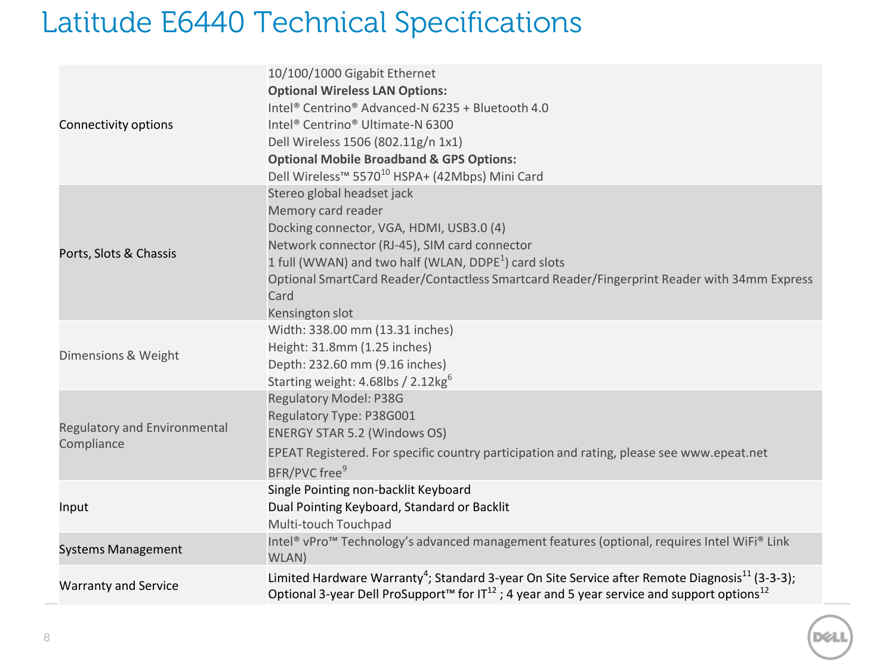# Latitude E6440 Technical Specifications

| | |
|---|---|
| Connectivity options | 10/100/1000 Gigabit Ethernet<br>**Optional Wireless LAN Options:**<br>Intel® Centrino® Advanced-N 6235 + Bluetooth 4.0<br>Intel® Centrino® Ultimate-N 6300<br>Dell Wireless 1506 (802.11g/n 1x1)<br>**Optional Mobile Broadband & GPS Options:**<br>Dell Wireless™ 5570[10] HSPA+ (42Mbps) Mini Card |
| Ports, Slots & Chassis | Stereo global headset jack<br>Memory card reader<br>Docking connector, VGA, HDMI, USB3.0 (4)<br>Network connector (RJ-45), SIM card connector<br>1 full (WWAN) and two half (WLAN, DDPE[1]) card slots<br>Optional SmartCard Reader/Contactless Smartcard Reader/Fingerprint Reader with 34mm Express Card<br>Kensington slot |
| Dimensions & Weight | Width: 338.00 mm (13.31 inches)<br>Height: 31.8mm (1.25 inches)<br>Depth: 232.60 mm (9.16 inches)<br>Starting weight: 4.68lbs / 2.12kg[6] |
| Regulatory and Environmental Compliance | Regulatory Model: P38G<br>Regulatory Type: P38G001<br>ENERGY STAR 5.2 (Windows OS)<br>EPEAT Registered. For specific country participation and rating, please see www.epeat.net<br>BFR/PVC free[9] |
| Input | Single Pointing non-backlit Keyboard<br>Dual Pointing Keyboard, Standard or Backlit<br>Multi-touch Touchpad |
| Systems Management | Intel® vPro™ Technology's advanced management features (optional, requires Intel WiFi® Link WLAN) |
| Warranty and Service | Limited Hardware Warranty[4]; Standard 3-year On Site Service after Remote Diagnosis[11] (3-3-3); Optional 3-year Dell ProSupport™ for IT[12] ; 4 year and 5 year service and support options[12] |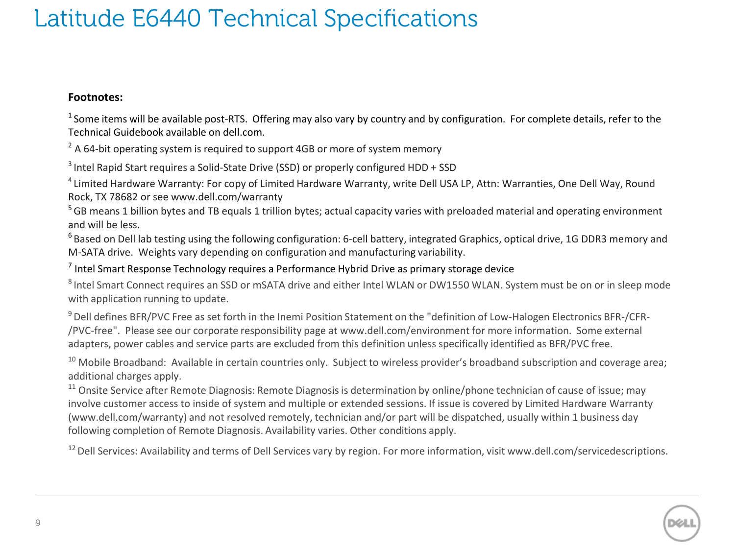# Latitude E6440 Technical Specifications

**Footnotes:**

[1] Some items will be available post-RTS. Offering may also vary by country and by configuration. For complete details, refer to the Technical Guidebook available on dell.com.

[2] A 64-bit operating system is required to support 4GB or more of system memory

[3] Intel Rapid Start requires a Solid-State Drive (SSD) or properly configured HDD + SSD

[4] Limited Hardware Warranty: For copy of Limited Hardware Warranty, write Dell USA LP, Attn: Warranties, One Dell Way, Round Rock, TX 78682 or see www.dell.com/warranty

[5] GB means 1 billion bytes and TB equals 1 trillion bytes; actual capacity varies with preloaded material and operating environment and will be less.

[6] Based on Dell lab testing using the following configuration: 6-cell battery, integrated Graphics, optical drive, 1G DDR3 memory and M-SATA drive. Weights vary depending on configuration and manufacturing variability.

[7] Intel Smart Response Technology requires a Performance Hybrid Drive as primary storage device

[8] Intel Smart Connect requires an SSD or mSATA drive and either Intel WLAN or DW1550 WLAN. System must be on or in sleep mode with application running to update.

[9] Dell defines BFR/PVC Free as set forth in the Inemi Position Statement on the "definition of Low-Halogen Electronics BFR-/CFR-/PVC-free". Please see our corporate responsibility page at www.dell.com/environment for more information. Some external adapters, power cables and service parts are excluded from this definition unless specifically identified as BFR/PVC free.

[10] Mobile Broadband: Available in certain countries only. Subject to wireless provider's broadband subscription and coverage area; additional charges apply.

[11] Onsite Service after Remote Diagnosis: Remote Diagnosis is determination by online/phone technician of cause of issue; may involve customer access to inside of system and multiple or extended sessions. If issue is covered by Limited Hardware Warranty (www.dell.com/warranty) and not resolved remotely, technician and/or part will be dispatched, usually within 1 business day following completion of Remote Diagnosis. Availability varies. Other conditions apply.

[12] Dell Services: Availability and terms of Dell Services vary by region. For more information, visit www.dell.com/servicedescriptions.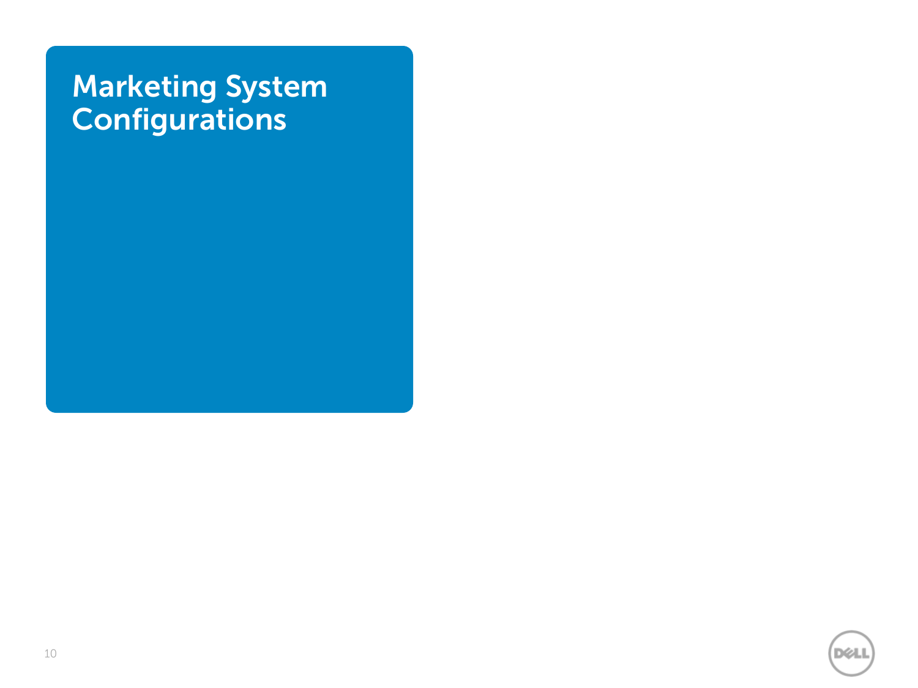# Marketing System Configurations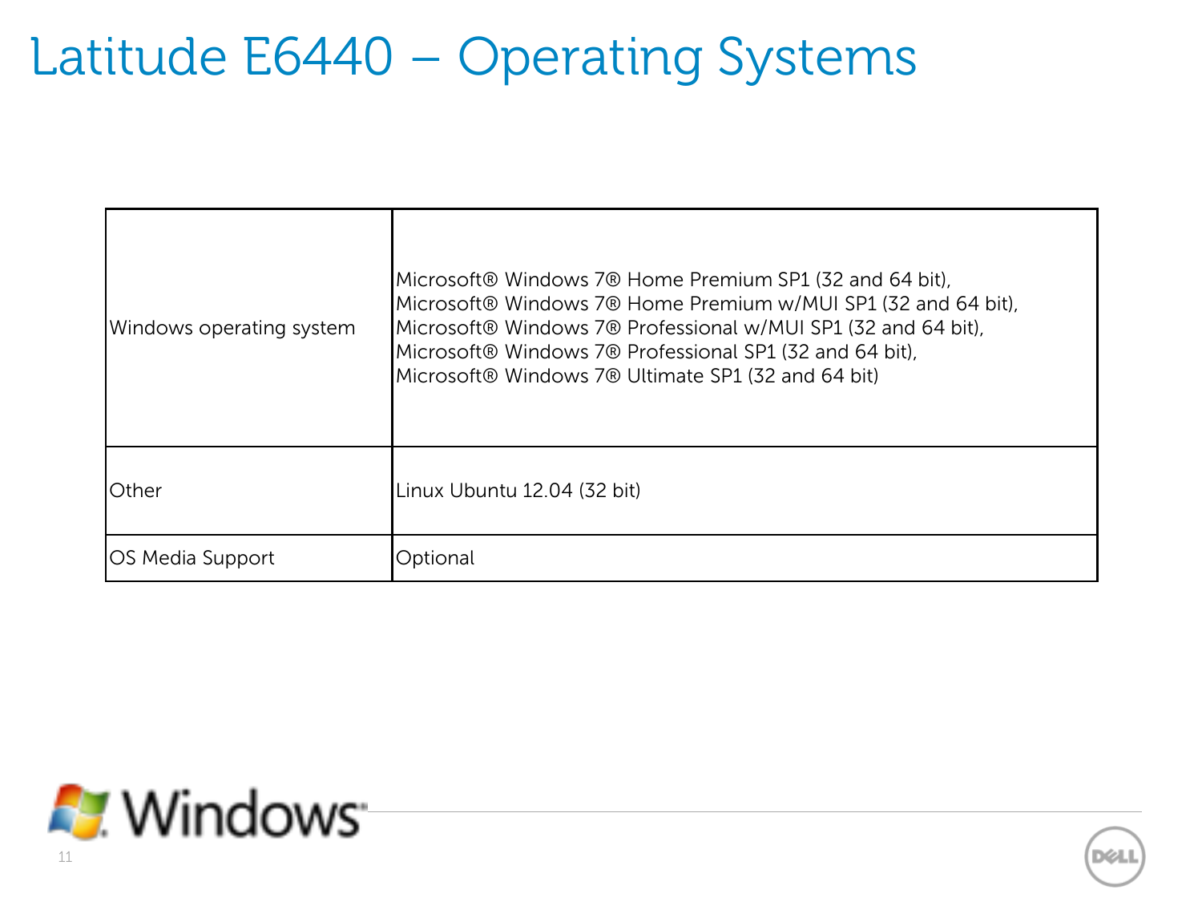# Latitude E6440 – Operating Systems

| | |
|---|---|
| Windows operating system | Microsoft® Windows 7® Home Premium SP1 (32 and 64 bit),<br>Microsoft® Windows 7® Home Premium w/MUI SP1 (32 and 64 bit),<br>Microsoft® Windows 7® Professional w/MUI SP1 (32 and 64 bit),<br>Microsoft® Windows 7® Professional SP1 (32 and 64 bit),<br>Microsoft® Windows 7® Ultimate SP1 (32 and 64 bit) |
| Other | Linux Ubuntu 12.04 (32 bit) |
| OS Media Support | Optional |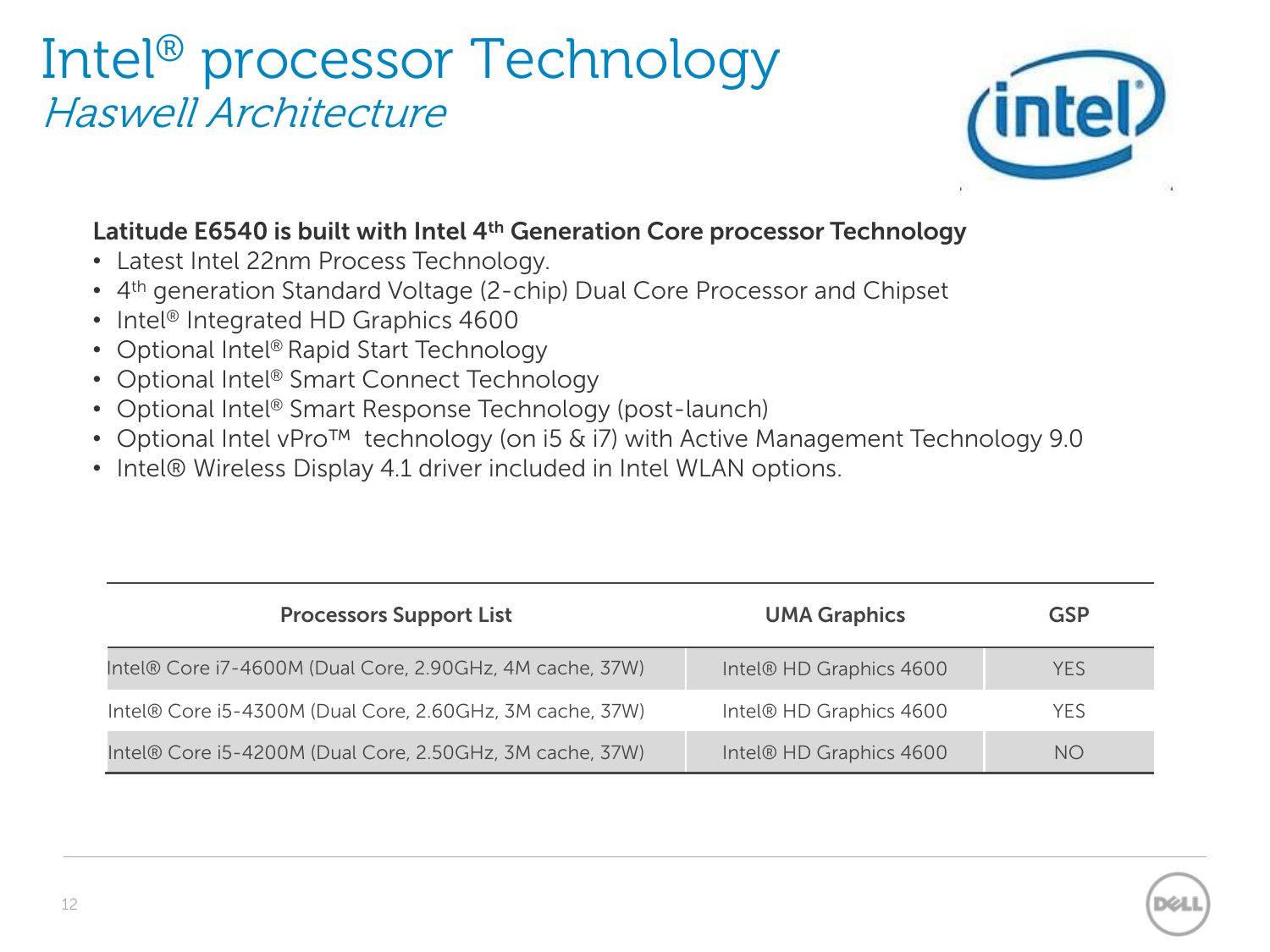# Intel® processor Technology

## *Haswell Architecture*

**Latitude E6540 is built with Intel 4th Generation Core processor Technology**

- Latest Intel 22nm Process Technology.
- 4th generation Standard Voltage (2-chip) Dual Core Processor and Chipset
- Intel® Integrated HD Graphics 4600
- Optional Intel® Rapid Start Technology
- Optional Intel® Smart Connect Technology
- Optional Intel® Smart Response Technology (post-launch)
- Optional Intel vPro™ technology (on i5 & i7) with Active Management Technology 9.0
- Intel® Wireless Display 4.1 driver included in Intel WLAN options.

| Processors Support List | UMA Graphics | GSP |
|---|---|---|
| Intel® Core i7-4600M (Dual Core, 2.90GHz, 4M cache, 37W) | Intel® HD Graphics 4600 | YES |
| Intel® Core i5-4300M (Dual Core, 2.60GHz, 3M cache, 37W) | Intel® HD Graphics 4600 | YES |
| Intel® Core i5-4200M (Dual Core, 2.50GHz, 3M cache, 37W) | Intel® HD Graphics 4600 | NO |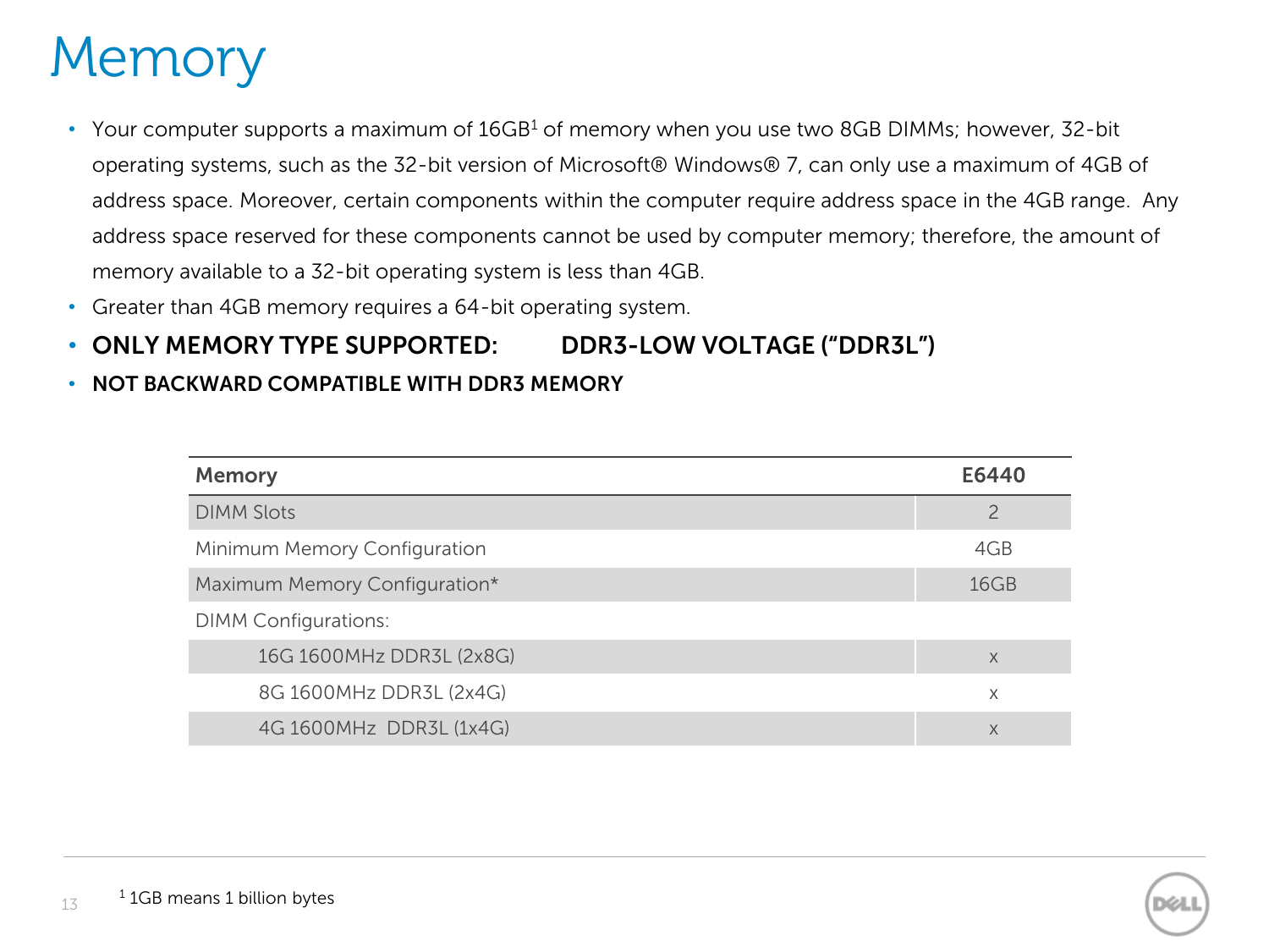# Memory

- Your computer supports a maximum of 16GB[1] of memory when you use two 8GB DIMMs; however, 32-bit operating systems, such as the 32-bit version of Microsoft® Windows® 7, can only use a maximum of 4GB of address space. Moreover, certain components within the computer require address space in the 4GB range. Any address space reserved for these components cannot be used by computer memory; therefore, the amount of memory available to a 32-bit operating system is less than 4GB.
- Greater than 4GB memory requires a 64-bit operating system.
- **ONLY MEMORY TYPE SUPPORTED: DDR3-LOW VOLTAGE ("DDR3L")**
- **NOT BACKWARD COMPATIBLE WITH DDR3 MEMORY**

| Memory | E6440 |
|---|---|
| DIMM Slots | 2 |
| Minimum Memory Configuration | 4GB |
| Maximum Memory Configuration* | 16GB |
| DIMM Configurations: | |
| 16G 1600MHz DDR3L (2x8G) | x |
| 8G 1600MHz DDR3L (2x4G) | x |
| 4G 1600MHz DDR3L (1x4G) | x |

[1] 1GB means 1 billion bytes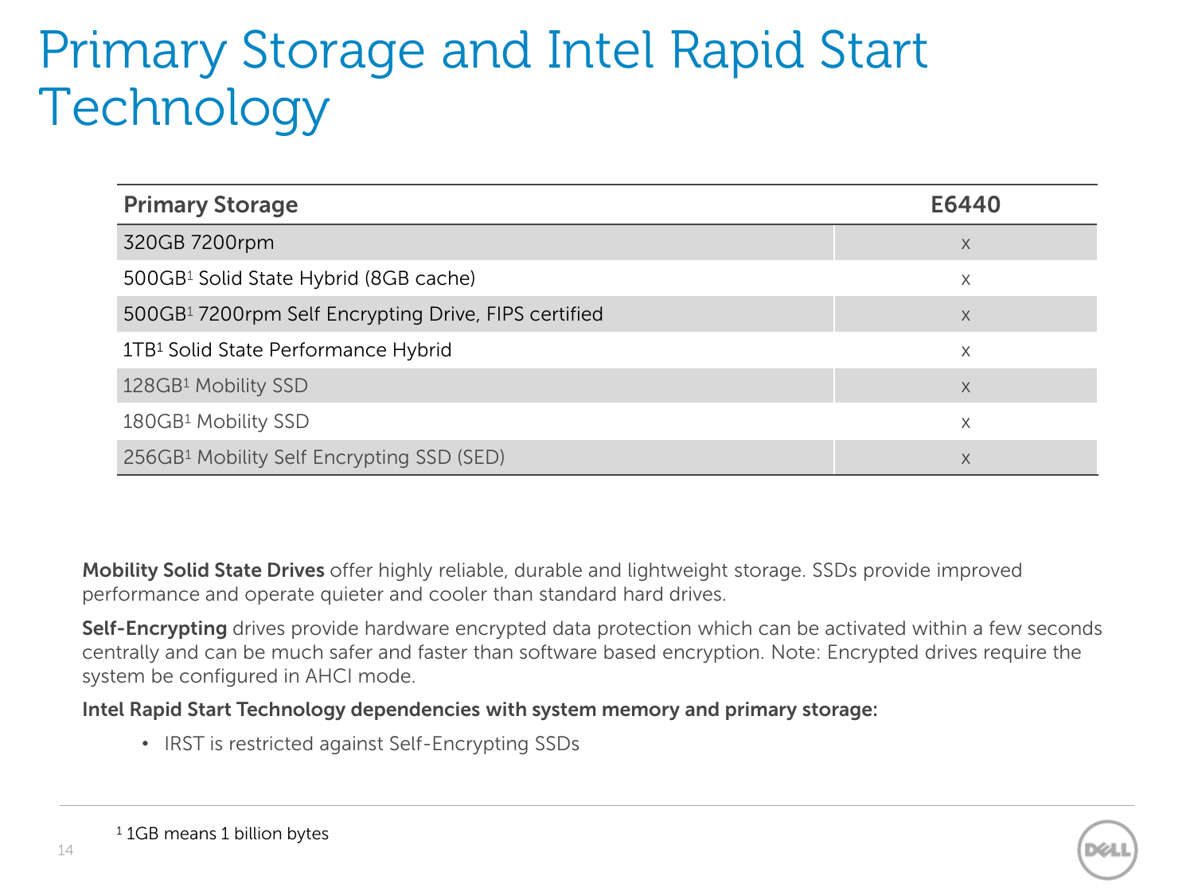# Primary Storage and Intel Rapid Start Technology

| Primary Storage | E6440 |
|---|---|
| 320GB 7200rpm | x |
| 500GB[1] Solid State Hybrid (8GB cache) | x |
| 500GB[1] 7200rpm Self Encrypting Drive, FIPS certified | x |
| 1TB[1] Solid State Performance Hybrid | x |
| 128GB[1] Mobility SSD | x |
| 180GB[1] Mobility SSD | x |
| 256GB[1] Mobility Self Encrypting SSD (SED) | x |

**Mobility Solid State Drives** offer highly reliable, durable and lightweight storage. SSDs provide improved performance and operate quieter and cooler than standard hard drives.

**Self-Encrypting** drives provide hardware encrypted data protection which can be activated within a few seconds centrally and can be much safer and faster than software based encryption. Note: Encrypted drives require the system be configured in AHCI mode.

**Intel Rapid Start Technology dependencies with system memory and primary storage:**

- IRST is restricted against Self-Encrypting SSDs

[1] 1GB means 1 billion bytes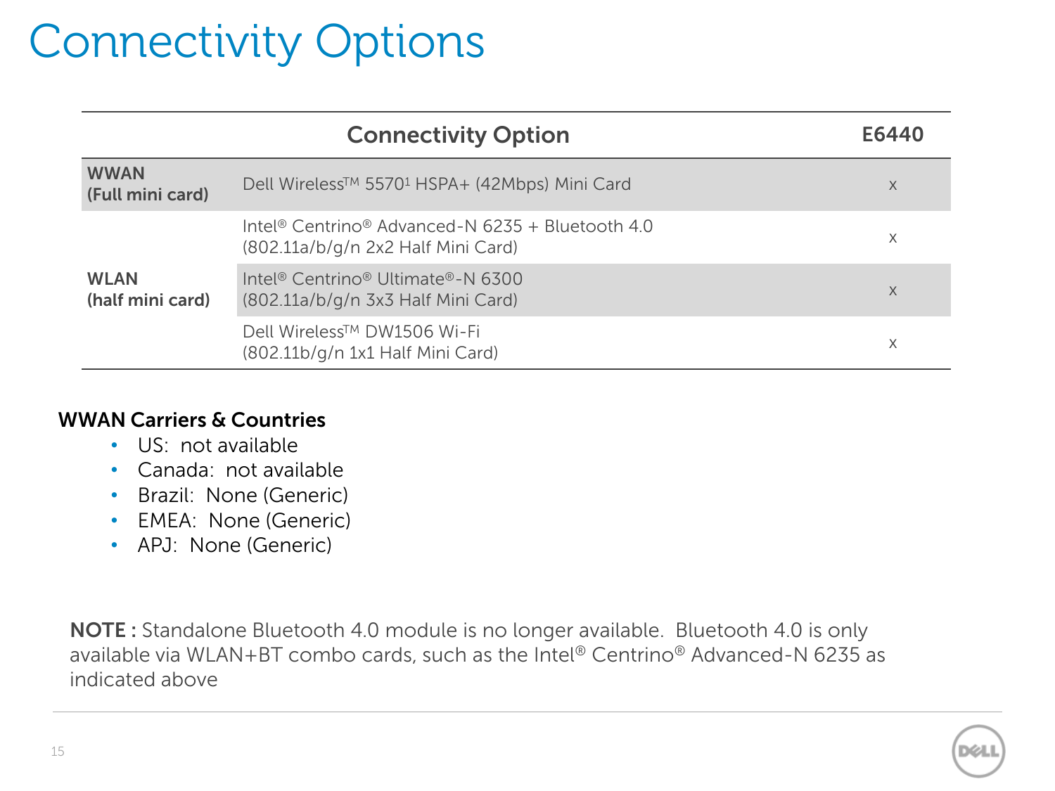# Connectivity Options

| | Connectivity Option | E6440 |
|---|---|---|
| **WWAN (Full mini card)** | Dell Wireless™ 5570[1] HSPA+ (42Mbps) Mini Card | x |
| **WLAN (half mini card)** | Intel® Centrino® Advanced-N 6235 + Bluetooth 4.0 (802.11a/b/g/n 2x2 Half Mini Card) | x |
| | Intel® Centrino® Ultimate®-N 6300 (802.11a/b/g/n 3x3 Half Mini Card) | x |
| | Dell Wireless™ DW1506 Wi-Fi (802.11b/g/n 1x1 Half Mini Card) | x |

**WWAN Carriers & Countries**

- US: not available
- Canada: not available
- Brazil: None (Generic)
- EMEA: None (Generic)
- APJ: None (Generic)

**NOTE :** Standalone Bluetooth 4.0 module is no longer available. Bluetooth 4.0 is only available via WLAN+BT combo cards, such as the Intel® Centrino® Advanced-N 6235 as indicated above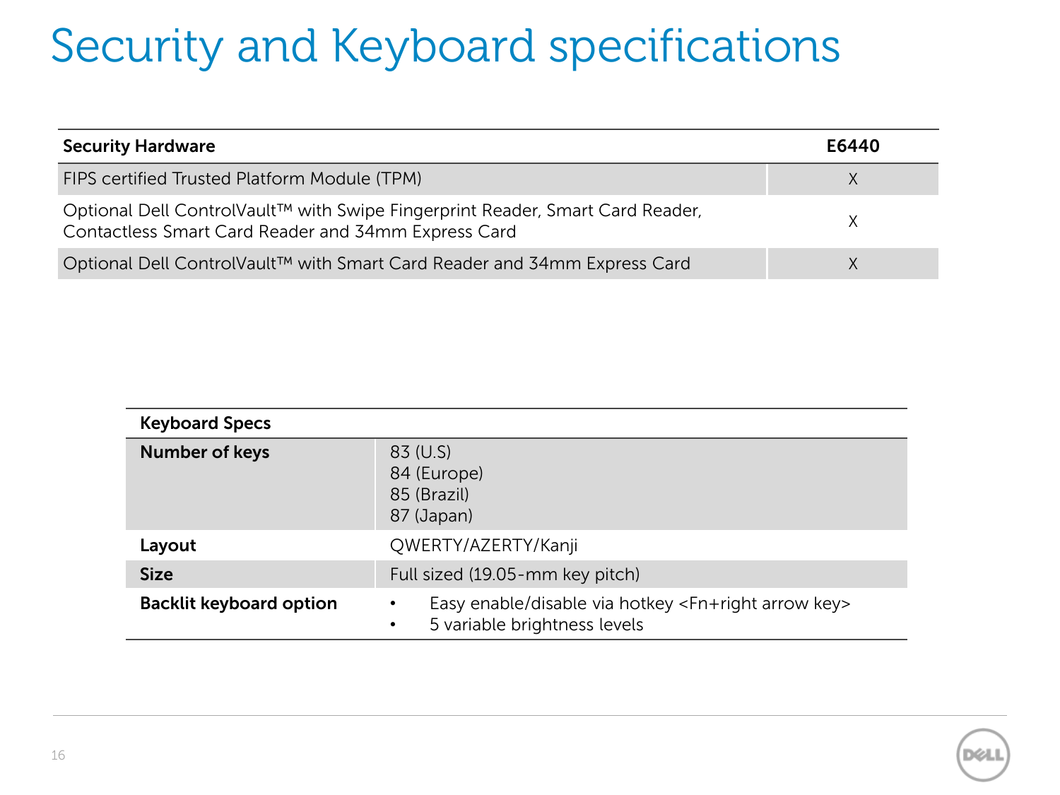# Security and Keyboard specifications

| Security Hardware | E6440 |
| --- | --- |
| FIPS certified Trusted Platform Module (TPM) | X |
| Optional Dell ControlVault™ with Swipe Fingerprint Reader, Smart Card Reader, Contactless Smart Card Reader and 34mm Express Card | X |
| Optional Dell ControlVault™ with Smart Card Reader and 34mm Express Card | X |

| Keyboard Specs | |
| --- | --- |
| **Number of keys** | 83 (U.S)<br>84 (Europe)<br>85 (Brazil)<br>87 (Japan) |
| **Layout** | QWERTY/AZERTY/Kanji |
| **Size** | Full sized (19.05-mm key pitch) |
| **Backlit keyboard option** | • Easy enable/disable via hotkey <Fn+right arrow key><br>• 5 variable brightness levels |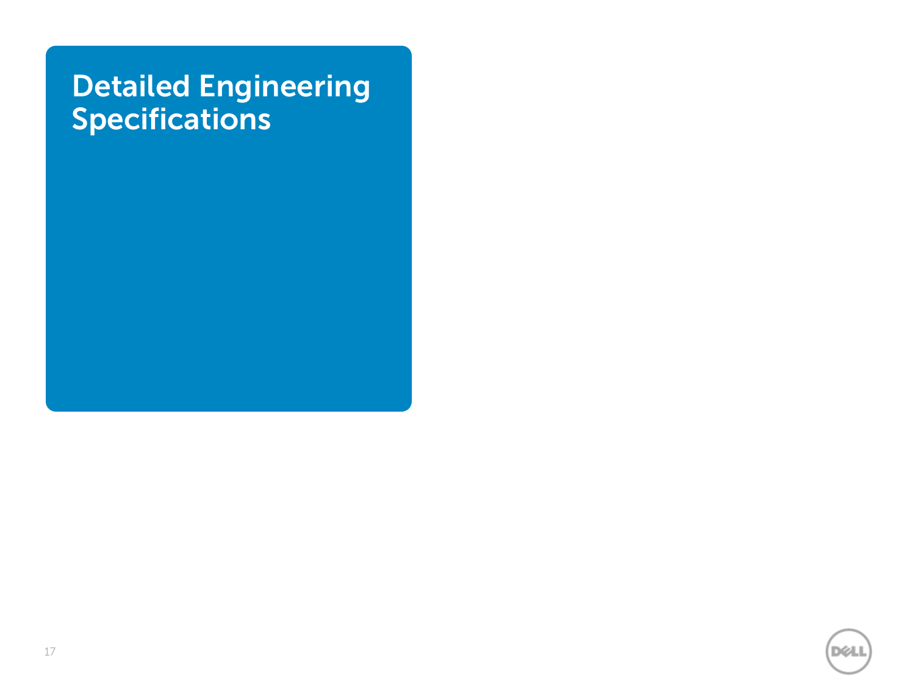# Detailed Engineering Specifications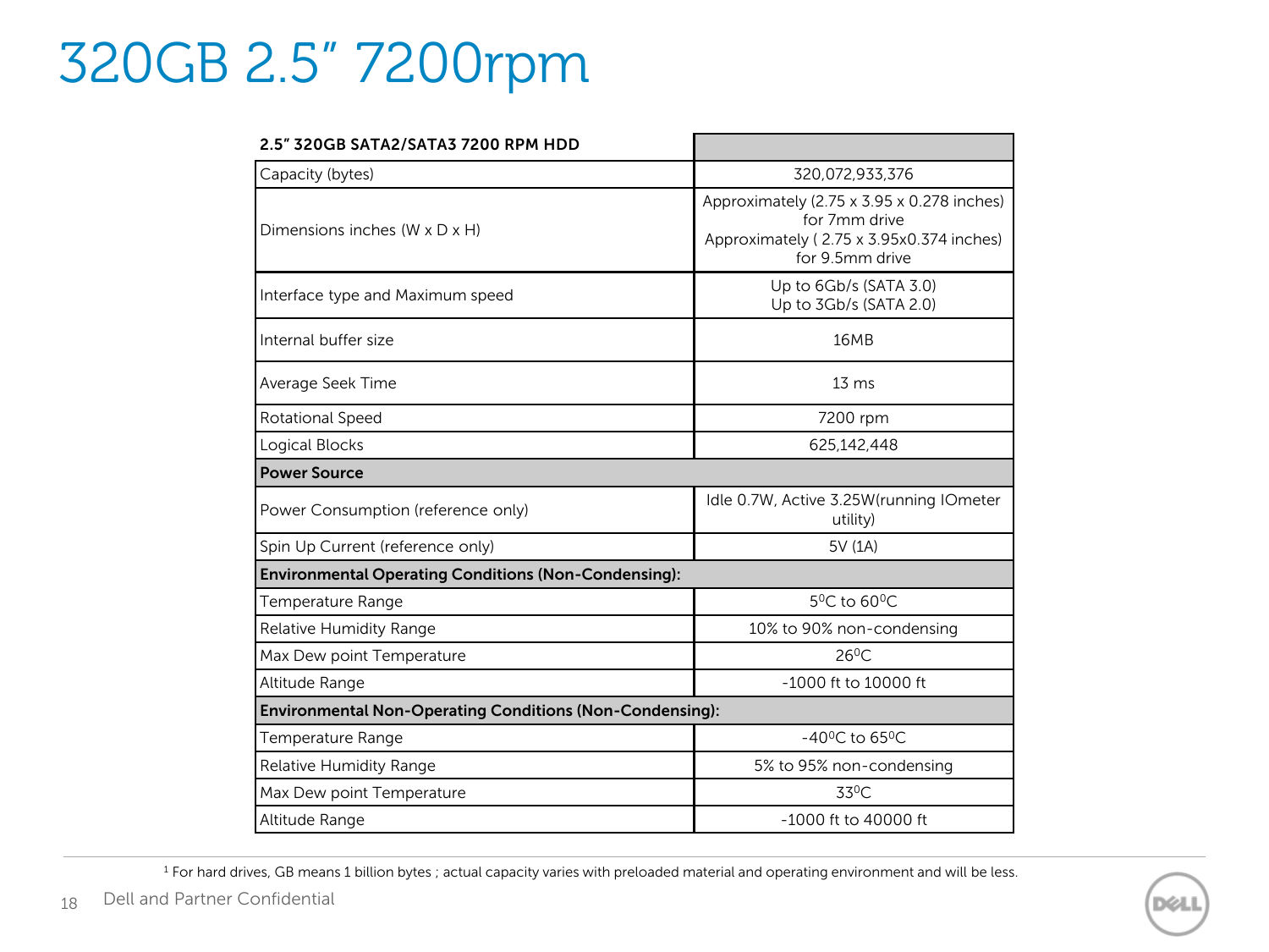# 320GB 2.5" 7200rpm

| 2.5" 320GB SATA2/SATA3 7200 RPM HDD | |
|---|---|
| Capacity (bytes) | 320,072,933,376 |
| Dimensions inches (W x D x H) | Approximately (2.75 x 3.95 x 0.278 inches) for 7mm drive<br>Approximately ( 2.75 x 3.95x0.374 inches) for 9.5mm drive |
| Interface type and Maximum speed | Up to 6Gb/s (SATA 3.0)<br>Up to 3Gb/s (SATA 2.0) |
| Internal buffer size | 16MB |
| Average Seek Time | 13 ms |
| Rotational Speed | 7200 rpm |
| Logical Blocks | 625,142,448 |
| **Power Source** | |
| Power Consumption (reference only) | Idle 0.7W, Active 3.25W(running IOmeter utility) |
| Spin Up Current (reference only) | 5V (1A) |
| **Environmental Operating Conditions (Non-Condensing):** | |
| Temperature Range | 5°C to 60°C |
| Relative Humidity Range | 10% to 90% non-condensing |
| Max Dew point Temperature | 26°C |
| Altitude Range | -1000 ft to 10000 ft |
| **Environmental Non-Operating Conditions (Non-Condensing):** | |
| Temperature Range | -40°C to 65°C |
| Relative Humidity Range | 5% to 95% non-condensing |
| Max Dew point Temperature | 33°C |
| Altitude Range | -1000 ft to 40000 ft |

[1] For hard drives, GB means 1 billion bytes ; actual capacity varies with preloaded material and operating environment and will be less.

Dell and Partner Confidential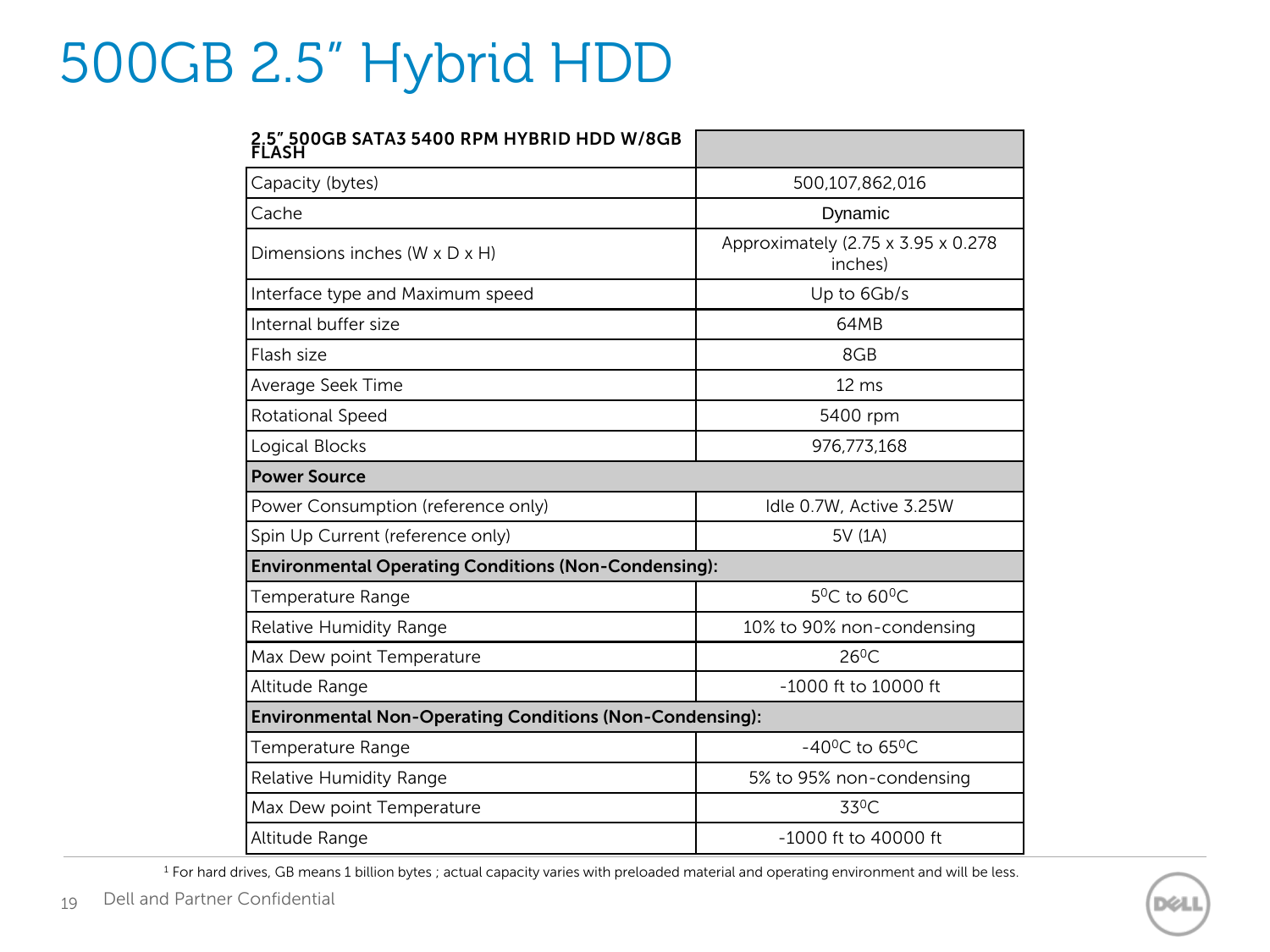# 500GB 2.5" Hybrid HDD

| **2.5" 500GB SATA3 5400 RPM HYBRID HDD W/8GB FLASH** | |
|---|---|
| Capacity (bytes) | 500,107,862,016 |
| Cache | Dynamic |
| Dimensions inches (W x D x H) | Approximately (2.75 x 3.95 x 0.278 inches) |
| Interface type and Maximum speed | Up to 6Gb/s |
| Internal buffer size | 64MB |
| Flash size | 8GB |
| Average Seek Time | 12 ms |
| Rotational Speed | 5400 rpm |
| Logical Blocks | 976,773,168 |
| **Power Source** | |
| Power Consumption (reference only) | Idle 0.7W, Active 3.25W |
| Spin Up Current (reference only) | 5V (1A) |
| **Environmental Operating Conditions (Non-Condensing):** | |
| Temperature Range | $5^0$C to $60^0$C |
| Relative Humidity Range | 10% to 90% non-condensing |
| Max Dew point Temperature | $26^0$C |
| Altitude Range | -1000 ft to 10000 ft |
| **Environmental Non-Operating Conditions (Non-Condensing):** | |
| Temperature Range | $-40^0$C to $65^0$C |
| Relative Humidity Range | 5% to 95% non-condensing |
| Max Dew point Temperature | $33^0$C |
| Altitude Range | -1000 ft to 40000 ft |

[1] For hard drives, GB means 1 billion bytes ; actual capacity varies with preloaded material and operating environment and will be less.

Dell and Partner Confidential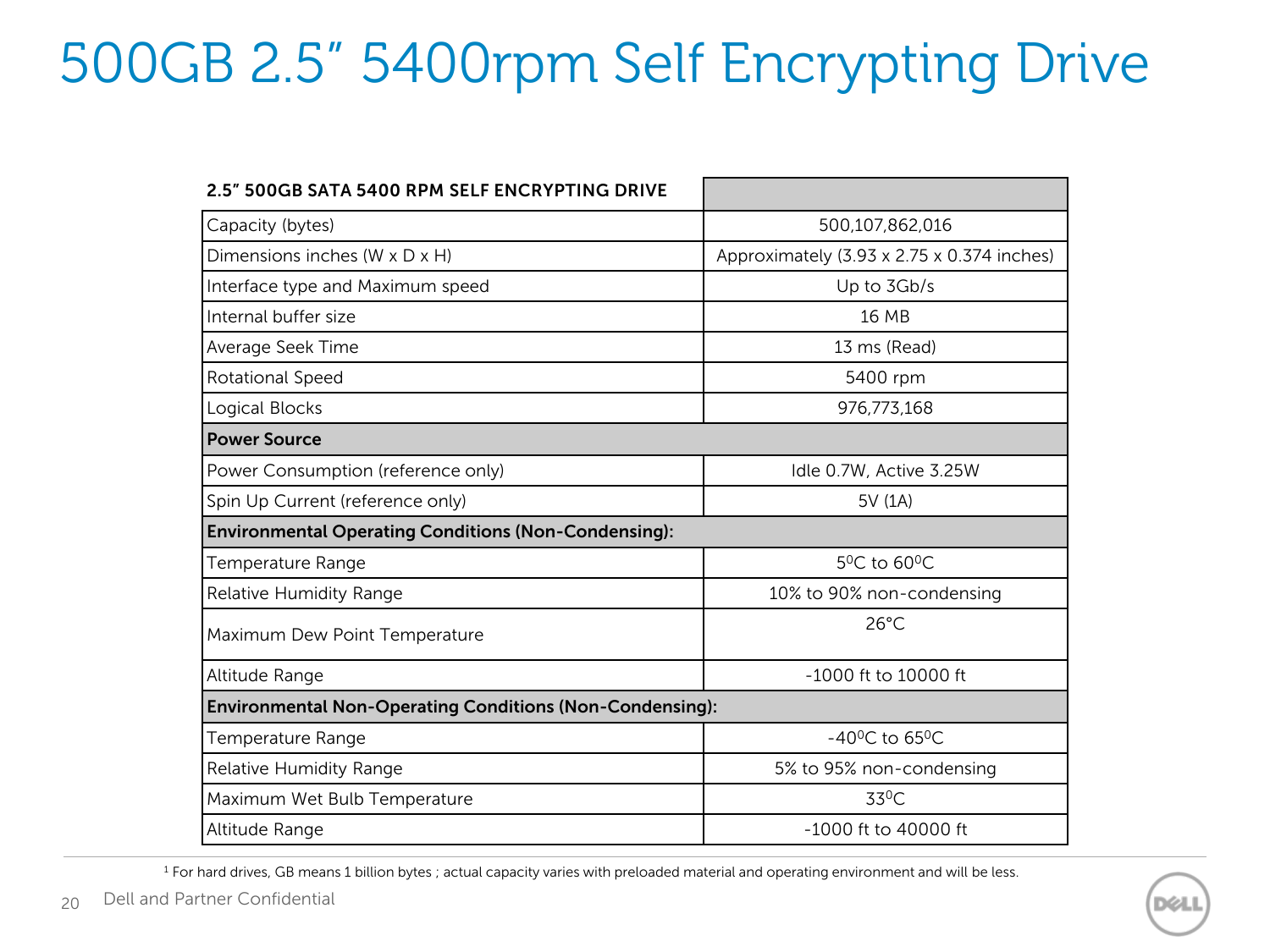# 500GB 2.5" 5400rpm Self Encrypting Drive

| 2.5" 500GB SATA 5400 RPM SELF ENCRYPTING DRIVE | |
|---|---|
| Capacity (bytes) | 500,107,862,016 |
| Dimensions inches (W x D x H) | Approximately (3.93 x 2.75 x 0.374 inches) |
| Interface type and Maximum speed | Up to 3Gb/s |
| Internal buffer size | 16 MB |
| Average Seek Time | 13 ms (Read) |
| Rotational Speed | 5400 rpm |
| Logical Blocks | 976,773,168 |
| **Power Source** | |
| Power Consumption (reference only) | Idle 0.7W, Active 3.25W |
| Spin Up Current (reference only) | 5V (1A) |
| **Environmental Operating Conditions (Non-Condensing):** | |
| Temperature Range | $5^{0}$C to $60^{0}$C |
| Relative Humidity Range | 10% to 90% non-condensing |
| Maximum Dew Point Temperature | 26°C |
| Altitude Range | -1000 ft to 10000 ft |
| **Environmental Non-Operating Conditions (Non-Condensing):** | |
| Temperature Range | $-40^{0}$C to $65^{0}$C |
| Relative Humidity Range | 5% to 95% non-condensing |
| Maximum Wet Bulb Temperature | $33^{0}$C |
| Altitude Range | -1000 ft to 40000 ft |

[1] For hard drives, GB means 1 billion bytes ; actual capacity varies with preloaded material and operating environment and will be less.

Dell and Partner Confidential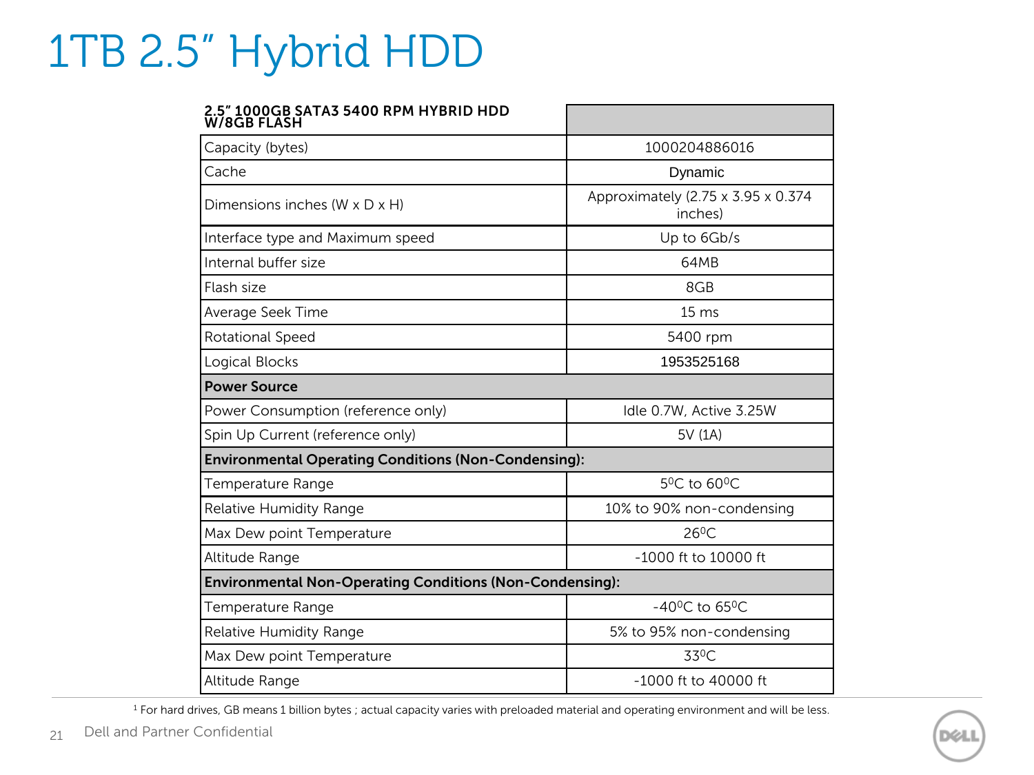# 1TB 2.5" Hybrid HDD

| 2.5" 1000GB SATA3 5400 RPM HYBRID HDD W/8GB FLASH | |
|---|---|
| Capacity (bytes) | 1000204886016 |
| Cache | Dynamic |
| Dimensions inches (W x D x H) | Approximately (2.75 x 3.95 x 0.374 inches) |
| Interface type and Maximum speed | Up to 6Gb/s |
| Internal buffer size | 64MB |
| Flash size | 8GB |
| Average Seek Time | 15 ms |
| Rotational Speed | 5400 rpm |
| Logical Blocks | 1953525168 |
| **Power Source** | |
| Power Consumption (reference only) | Idle 0.7W, Active 3.25W |
| Spin Up Current (reference only) | 5V (1A) |
| **Environmental Operating Conditions (Non-Condensing):** | |
| Temperature Range | $5^0$C to $60^0$C |
| Relative Humidity Range | 10% to 90% non-condensing |
| Max Dew point Temperature | $26^0$C |
| Altitude Range | -1000 ft to 10000 ft |
| **Environmental Non-Operating Conditions (Non-Condensing):** | |
| Temperature Range | $-40^0$C to $65^0$C |
| Relative Humidity Range | 5% to 95% non-condensing |
| Max Dew point Temperature | $33^0$C |
| Altitude Range | -1000 ft to 40000 ft |

[1] For hard drives, GB means 1 billion bytes ; actual capacity varies with preloaded material and operating environment and will be less.

Dell and Partner Confidential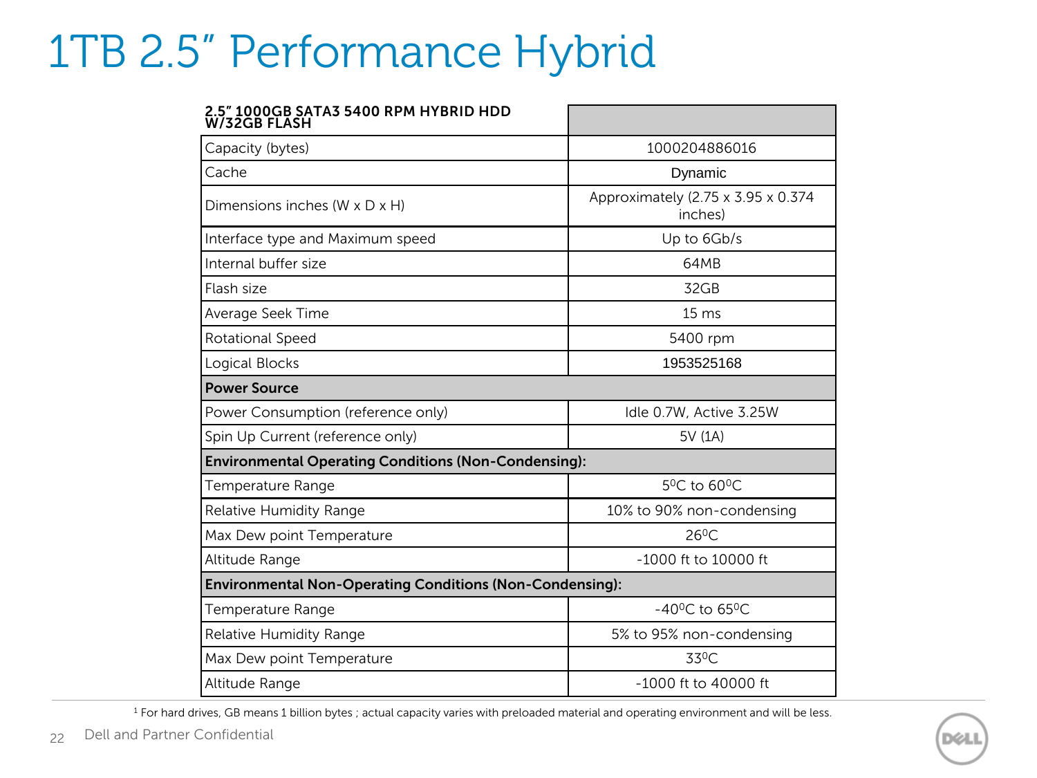# 1TB 2.5" Performance Hybrid

| 2.5" 1000GB SATA3 5400 RPM HYBRID HDD W/32GB FLASH | |
|---|---|
| Capacity (bytes) | 1000204886016 |
| Cache | Dynamic |
| Dimensions inches (W x D x H) | Approximately (2.75 x 3.95 x 0.374 inches) |
| Interface type and Maximum speed | Up to 6Gb/s |
| Internal buffer size | 64MB |
| Flash size | 32GB |
| Average Seek Time | 15 ms |
| Rotational Speed | 5400 rpm |
| Logical Blocks | 1953525168 |
| **Power Source** | |
| Power Consumption (reference only) | Idle 0.7W, Active 3.25W |
| Spin Up Current (reference only) | 5V (1A) |
| **Environmental Operating Conditions (Non-Condensing):** | |
| Temperature Range | 5$^{0}$C to 60$^{0}$C |
| Relative Humidity Range | 10% to 90% non-condensing |
| Max Dew point Temperature | 26$^{0}$C |
| Altitude Range | -1000 ft to 10000 ft |
| **Environmental Non-Operating Conditions (Non-Condensing):** | |
| Temperature Range | -40$^{0}$C to 65$^{0}$C |
| Relative Humidity Range | 5% to 95% non-condensing |
| Max Dew point Temperature | 33$^{0}$C |
| Altitude Range | -1000 ft to 40000 ft |

[1] For hard drives, GB means 1 billion bytes ; actual capacity varies with preloaded material and operating environment and will be less.

Dell and Partner Confidential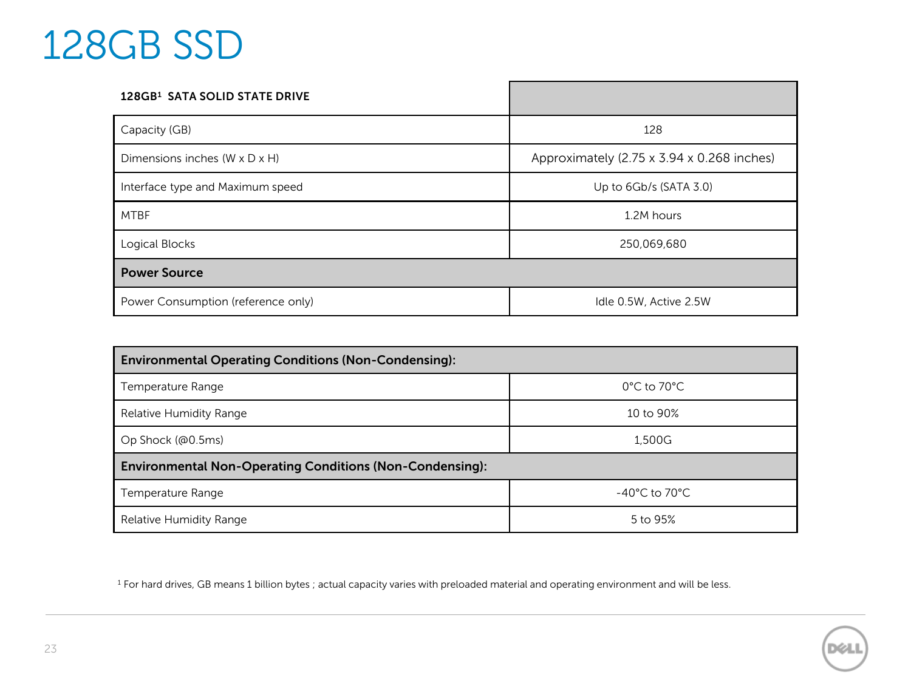# 128GB SSD

| 128GB[1] SATA SOLID STATE DRIVE | |
|---|---|
| Capacity (GB) | 128 |
| Dimensions inches (W x D x H) | Approximately (2.75 x 3.94 x 0.268 inches) |
| Interface type and Maximum speed | Up to 6Gb/s (SATA 3.0) |
| MTBF | 1.2M hours |
| Logical Blocks | 250,069,680 |
| **Power Source** | |
| Power Consumption (reference only) | Idle 0.5W, Active 2.5W |

| Environmental Operating Conditions (Non-Condensing): | |
|---|---|
| Temperature Range | 0°C to 70°C |
| Relative Humidity Range | 10 to 90% |
| Op Shock (@0.5ms) | 1,500G |
| **Environmental Non-Operating Conditions (Non-Condensing):** | |
| Temperature Range | -40°C to 70°C |
| Relative Humidity Range | 5 to 95% |

[1] For hard drives, GB means 1 billion bytes ; actual capacity varies with preloaded material and operating environment and will be less.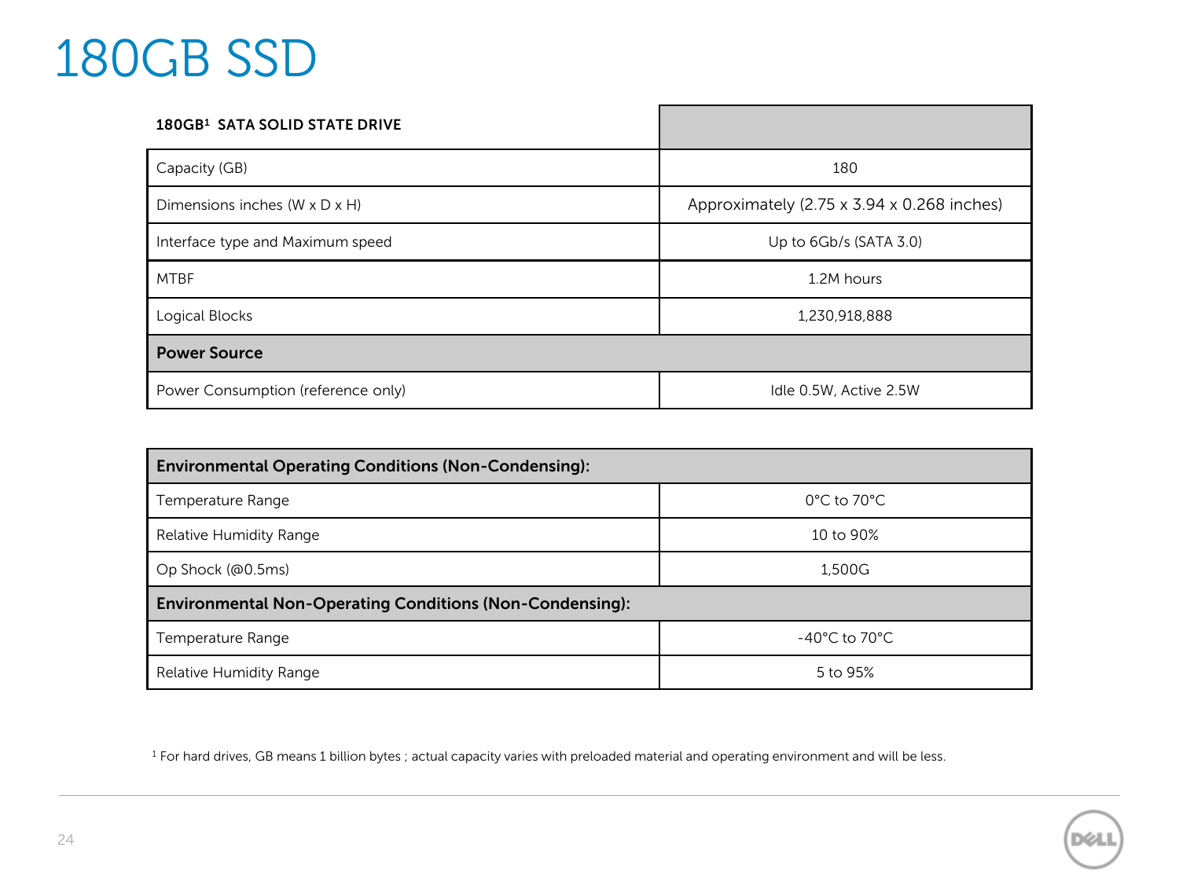# 180GB SSD

| 180GB[1] SATA SOLID STATE DRIVE | |
|---|---|
| Capacity (GB) | 180 |
| Dimensions inches (W x D x H) | Approximately (2.75 x 3.94 x 0.268 inches) |
| Interface type and Maximum speed | Up to 6Gb/s (SATA 3.0) |
| MTBF | 1.2M hours |
| Logical Blocks | 1,230,918,888 |
| **Power Source** | |
| Power Consumption (reference only) | Idle 0.5W, Active 2.5W |

| **Environmental Operating Conditions (Non-Condensing):** | |
|---|---|
| Temperature Range | 0°C to 70°C |
| Relative Humidity Range | 10 to 90% |
| Op Shock (@0.5ms) | 1,500G |
| **Environmental Non-Operating Conditions (Non-Condensing):** | |
| Temperature Range | -40°C to 70°C |
| Relative Humidity Range | 5 to 95% |

[1] For hard drives, GB means 1 billion bytes ; actual capacity varies with preloaded material and operating environment and will be less.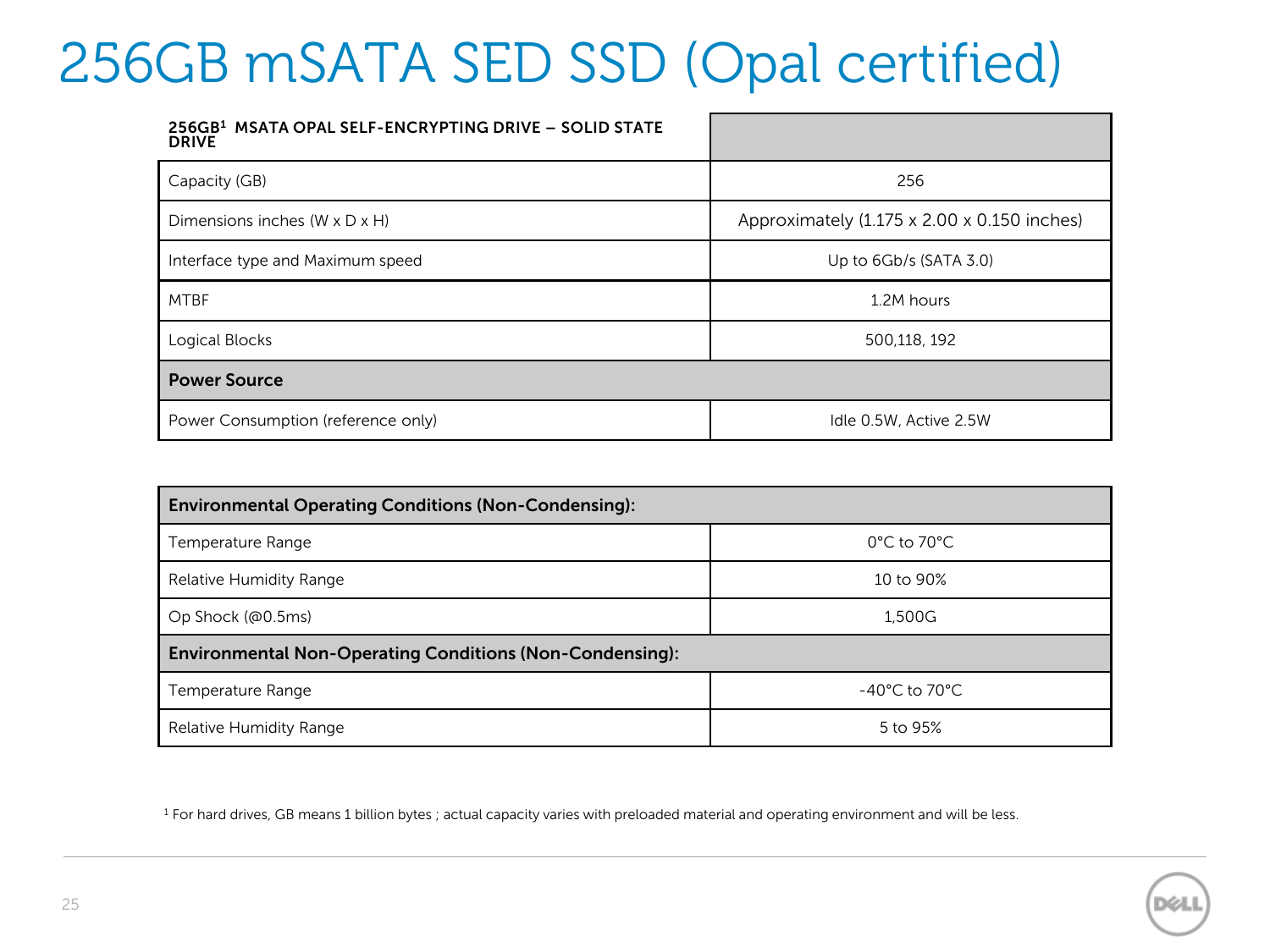# 256GB mSATA SED SSD (Opal certified)

| 256GB[1] MSATA OPAL SELF-ENCRYPTING DRIVE – SOLID STATE DRIVE | |
|---|---|
| Capacity (GB) | 256 |
| Dimensions inches (W x D x H) | Approximately (1.175 x 2.00 x 0.150 inches) |
| Interface type and Maximum speed | Up to 6Gb/s (SATA 3.0) |
| MTBF | 1.2M hours |
| Logical Blocks | 500,118, 192 |
| **Power Source** | |
| Power Consumption (reference only) | Idle 0.5W, Active 2.5W |

| **Environmental Operating Conditions (Non-Condensing):** | |
|---|---|
| Temperature Range | 0°C to 70°C |
| Relative Humidity Range | 10 to 90% |
| Op Shock (@0.5ms) | 1,500G |
| **Environmental Non-Operating Conditions (Non-Condensing):** | |
| Temperature Range | -40°C to 70°C |
| Relative Humidity Range | 5 to 95% |

[1] For hard drives, GB means 1 billion bytes ; actual capacity varies with preloaded material and operating environment and will be less.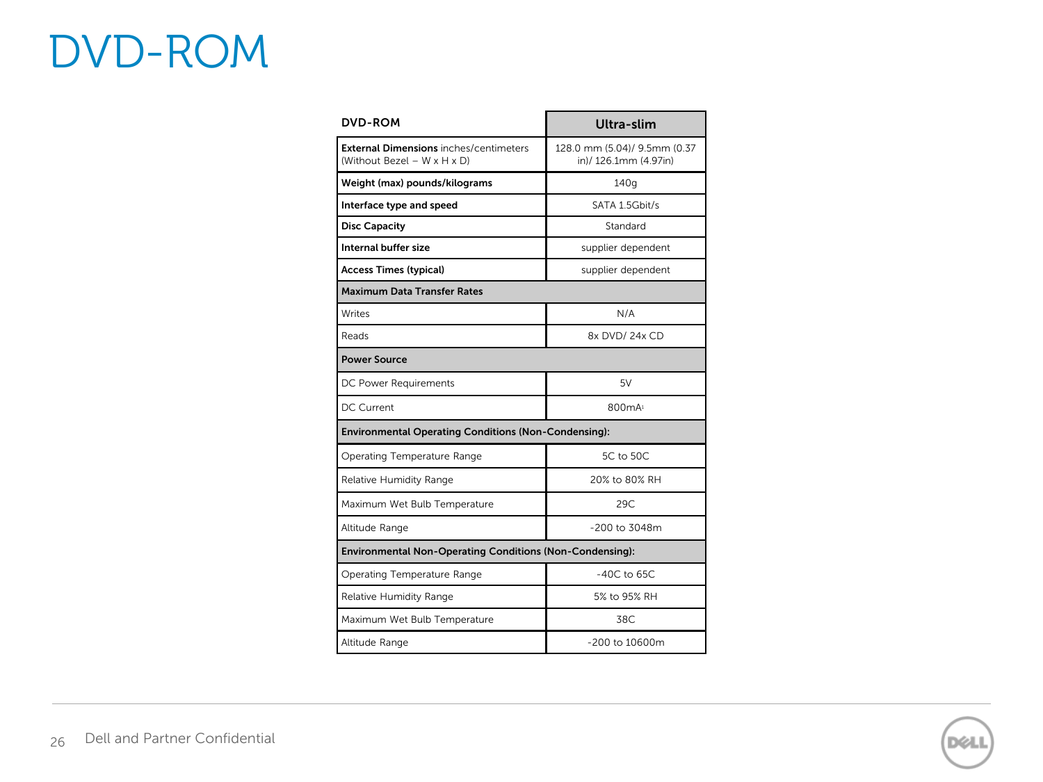# DVD-ROM

| **DVD-ROM** | **Ultra-slim** |
|---|---|
| **External Dimensions** inches/centimeters (Without Bezel – W x H x D) | 128.0 mm (5.04)/ 9.5mm (0.37 in)/ 126.1mm (4.97in) |
| **Weight (max) pounds/kilograms** | 140g |
| **Interface type and speed** | SATA 1.5Gbit/s |
| **Disc Capacity** | Standard |
| **Internal buffer size** | supplier dependent |
| **Access Times (typical)** | supplier dependent |
| **Maximum Data Transfer Rates** | |
| Writes | N/A |
| Reads | 8x DVD/ 24x CD |
| **Power Source** | |
| DC Power Requirements | 5V |
| DC Current | 800mA[1] |
| **Environmental Operating Conditions (Non-Condensing):** | |
| Operating Temperature Range | 5C to 50C |
| Relative Humidity Range | 20% to 80% RH |
| Maximum Wet Bulb Temperature | 29C |
| Altitude Range | -200 to 3048m |
| **Environmental Non-Operating Conditions (Non-Condensing):** | |
| Operating Temperature Range | -40C to 65C |
| Relative Humidity Range | 5% to 95% RH |
| Maximum Wet Bulb Temperature | 38C |
| Altitude Range | -200 to 10600m |

Dell and Partner Confidential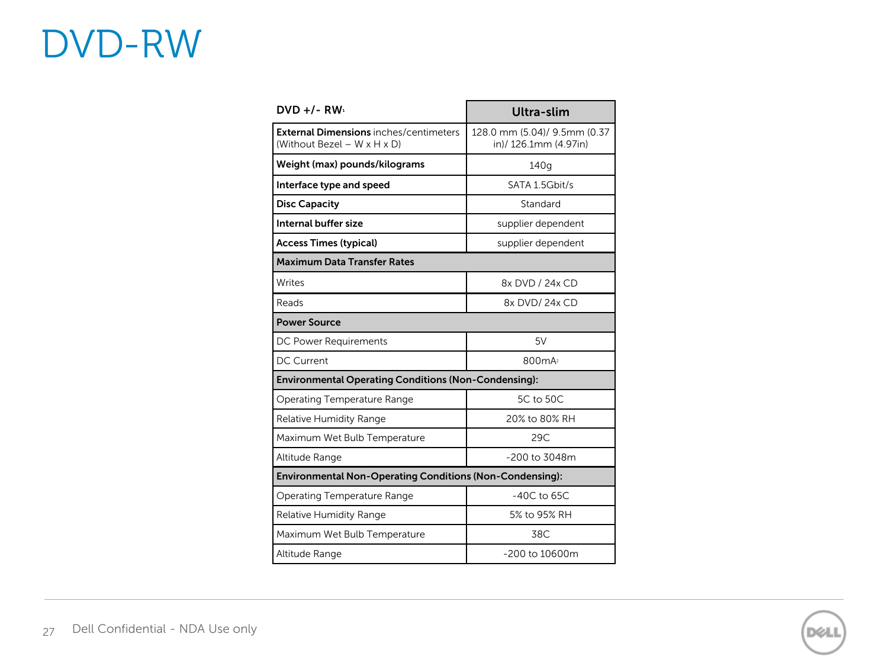# DVD-RW

| DVD +/- RW[1] | Ultra-slim |
|---|---|
| **External Dimensions** inches/centimeters (Without Bezel – W x H x D) | 128.0 mm (5.04)/ 9.5mm (0.37 in)/ 126.1mm (4.97in) |
| **Weight (max) pounds/kilograms** | 140g |
| **Interface type and speed** | SATA 1.5Gbit/s |
| **Disc Capacity** | Standard |
| **Internal buffer size** | supplier dependent |
| **Access Times (typical)** | supplier dependent |
| **Maximum Data Transfer Rates** | |
| Writes | 8x DVD / 24x CD |
| Reads | 8x DVD/ 24x CD |
| **Power Source** | |
| DC Power Requirements | 5V |
| DC Current | 800mA[2] |
| **Environmental Operating Conditions (Non-Condensing):** | |
| Operating Temperature Range | 5C to 50C |
| Relative Humidity Range | 20% to 80% RH |
| Maximum Wet Bulb Temperature | 29C |
| Altitude Range | -200 to 3048m |
| **Environmental Non-Operating Conditions (Non-Condensing):** | |
| Operating Temperature Range | -40C to 65C |
| Relative Humidity Range | 5% to 95% RH |
| Maximum Wet Bulb Temperature | 38C |
| Altitude Range | -200 to 10600m |

Dell Confidential - NDA Use only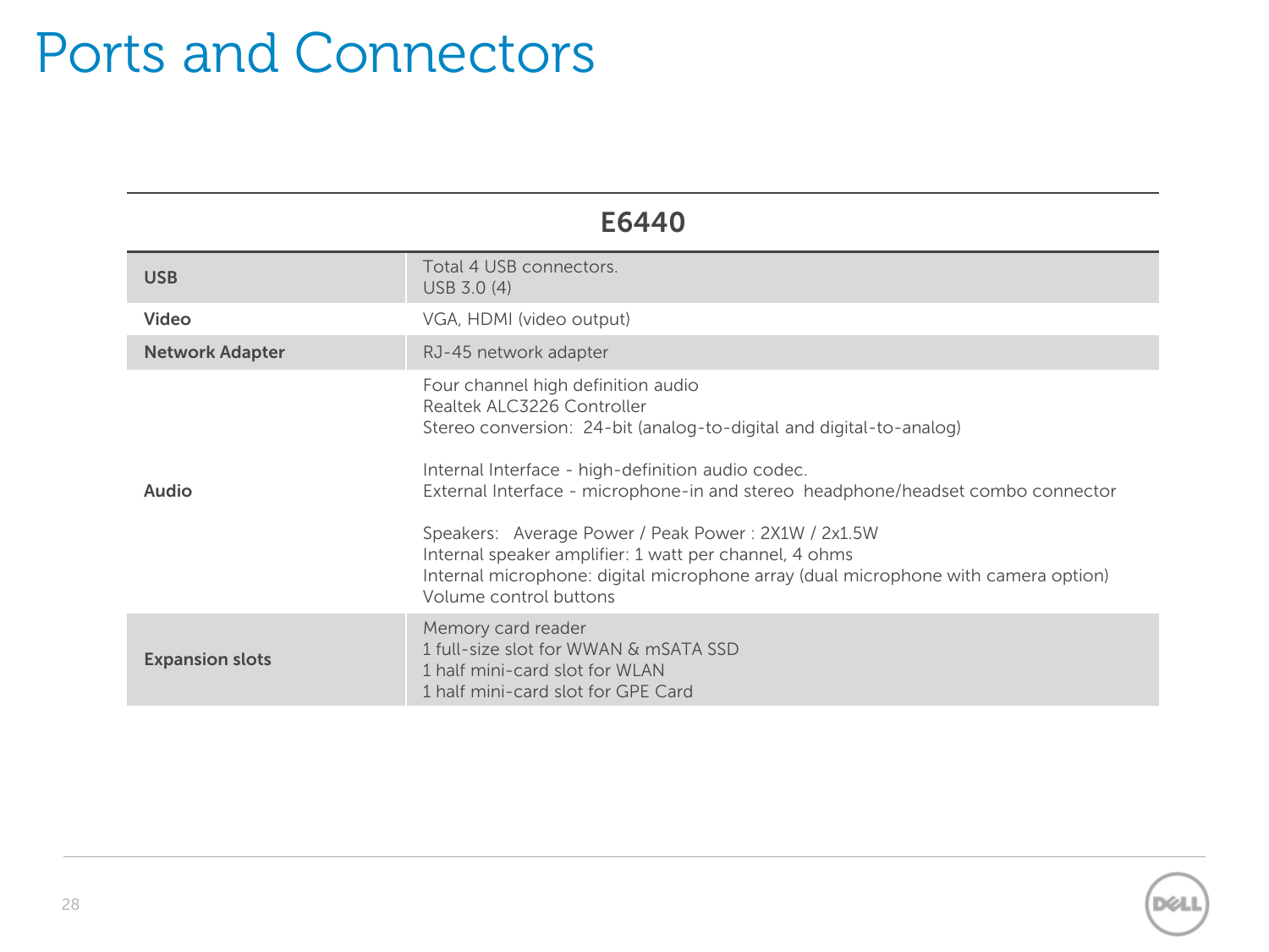# Ports and Connectors

| | E6440 |
|---|---|
| **USB** | Total 4 USB connectors.<br>USB 3.0 (4) |
| **Video** | VGA, HDMI (video output) |
| **Network Adapter** | RJ-45 network adapter |
| **Audio** | Four channel high definition audio<br>Realtek ALC3226 Controller<br>Stereo conversion: 24-bit (analog-to-digital and digital-to-analog)<br><br>Internal Interface - high-definition audio codec.<br>External Interface - microphone-in and stereo headphone/headset combo connector<br><br>Speakers: Average Power / Peak Power : 2X1W / 2x1.5W<br>Internal speaker amplifier: 1 watt per channel, 4 ohms<br>Internal microphone: digital microphone array (dual microphone with camera option)<br>Volume control buttons |
| **Expansion slots** | Memory card reader<br>1 full-size slot for WWAN & mSATA SSD<br>1 half mini-card slot for WLAN<br>1 half mini-card slot for GPE Card |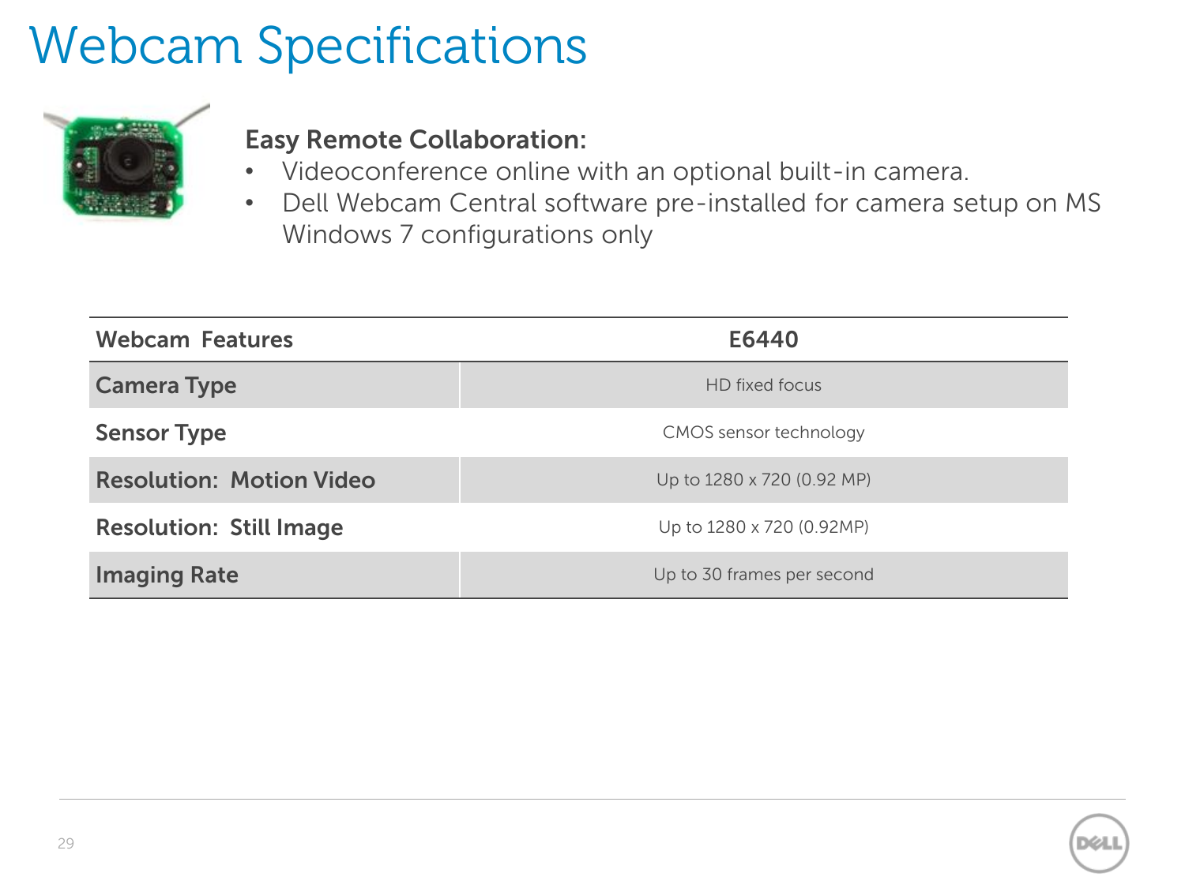# Webcam Specifications

**Easy Remote Collaboration:**

- Videoconference online with an optional built-in camera.
- Dell Webcam Central software pre-installed for camera setup on MS Windows 7 configurations only

| Webcam Features | E6440 |
|---|---|
| Camera Type | HD fixed focus |
| Sensor Type | CMOS sensor technology |
| Resolution: Motion Video | Up to 1280 x 720 (0.92 MP) |
| Resolution: Still Image | Up to 1280 x 720 (0.92MP) |
| Imaging Rate | Up to 30 frames per second |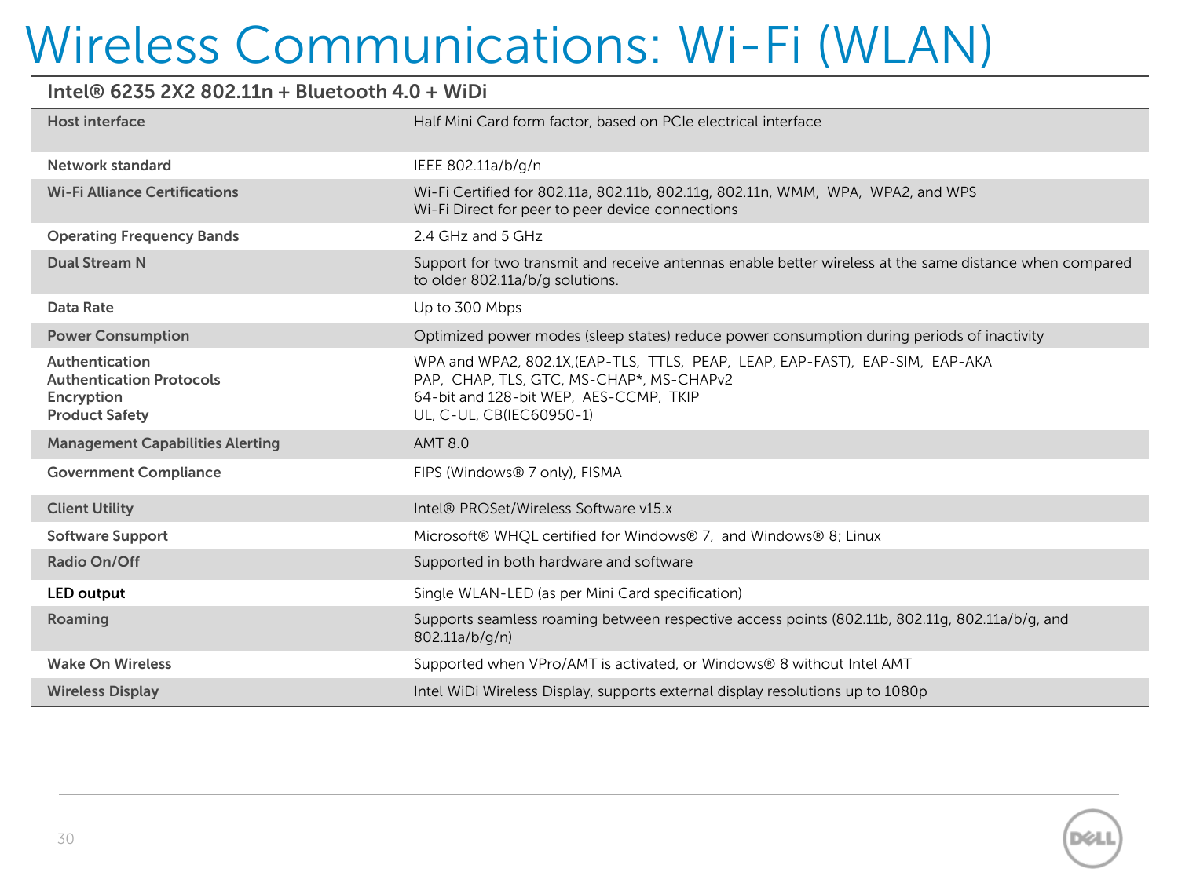# Wireless Communications: Wi-Fi (WLAN)

| Intel® 6235 2X2 802.11n + Bluetooth 4.0 + WiDi | |
|---|---|
| **Host interface** | Half Mini Card form factor, based on PCIe electrical interface |
| **Network standard** | IEEE 802.11a/b/g/n |
| **Wi-Fi Alliance Certifications** | Wi-Fi Certified for 802.11a, 802.11b, 802.11g, 802.11n, WMM, WPA, WPA2, and WPS<br>Wi-Fi Direct for peer to peer device connections |
| **Operating Frequency Bands** | 2.4 GHz and 5 GHz |
| **Dual Stream N** | Support for two transmit and receive antennas enable better wireless at the same distance when compared to older 802.11a/b/g solutions. |
| **Data Rate** | Up to 300 Mbps |
| **Power Consumption** | Optimized power modes (sleep states) reduce power consumption during periods of inactivity |
| **Authentication**<br>**Authentication Protocols**<br>**Encryption**<br>**Product Safety** | WPA and WPA2, 802.1X,(EAP-TLS, TTLS, PEAP, LEAP, EAP-FAST), EAP-SIM, EAP-AKA<br>PAP, CHAP, TLS, GTC, MS-CHAP*, MS-CHAPv2<br>64-bit and 128-bit WEP, AES-CCMP, TKIP<br>UL, C-UL, CB(IEC60950-1) |
| **Management Capabilities Alerting** | AMT 8.0 |
| **Government Compliance** | FIPS (Windows® 7 only), FISMA |
| **Client Utility** | Intel® PROSet/Wireless Software v15.x |
| **Software Support** | Microsoft® WHQL certified for Windows® 7, and Windows® 8; Linux |
| **Radio On/Off** | Supported in both hardware and software |
| **LED output** | Single WLAN-LED (as per Mini Card specification) |
| **Roaming** | Supports seamless roaming between respective access points (802.11b, 802.11g, 802.11a/b/g, and 802.11a/b/g/n) |
| **Wake On Wireless** | Supported when VPro/AMT is activated, or Windows® 8 without Intel AMT |
| **Wireless Display** | Intel WiDi Wireless Display, supports external display resolutions up to 1080p |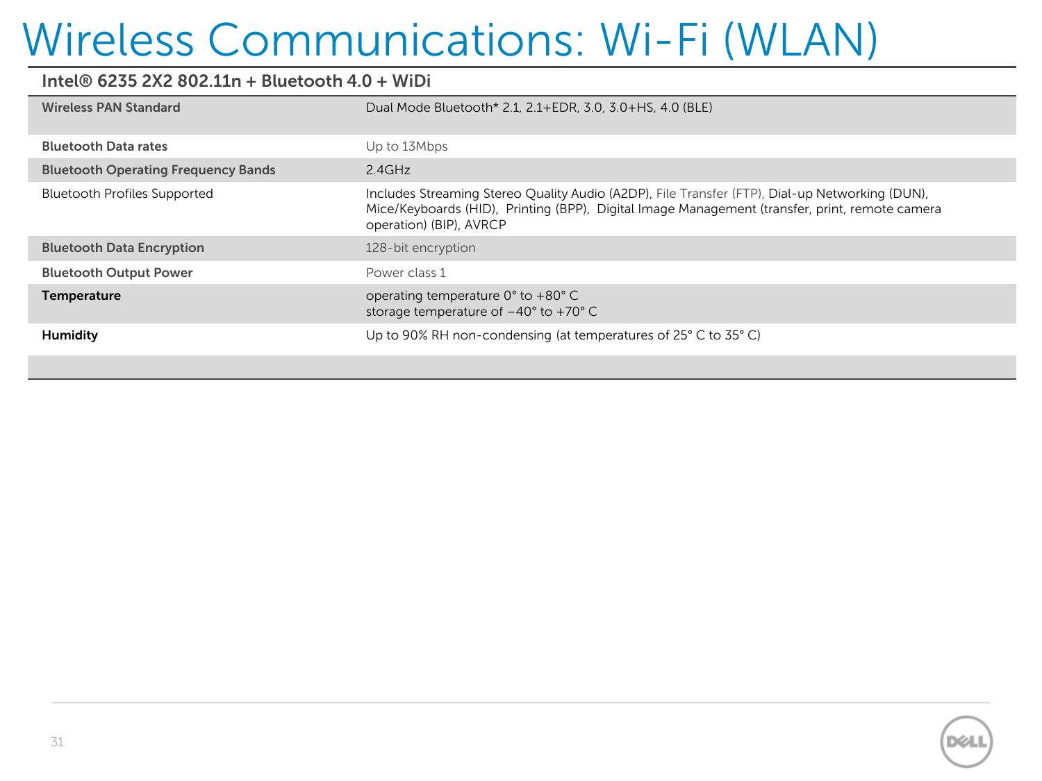# Wireless Communications: Wi-Fi (WLAN)

## Intel® 6235 2X2 802.11n + Bluetooth 4.0 + WiDi

| | |
|---|---|
| **Wireless PAN Standard** | Dual Mode Bluetooth* 2.1, 2.1+EDR, 3.0, 3.0+HS, 4.0 (BLE) |
| **Bluetooth Data rates** | Up to 13Mbps |
| **Bluetooth Operating Frequency Bands** | 2.4GHz |
| Bluetooth Profiles Supported | Includes Streaming Stereo Quality Audio (A2DP), File Transfer (FTP), Dial-up Networking (DUN), Mice/Keyboards (HID), Printing (BPP), Digital Image Management (transfer, print, remote camera operation) (BIP), AVRCP |
| **Bluetooth Data Encryption** | 128-bit encryption |
| **Bluetooth Output Power** | Power class 1 |
| **Temperature** | operating temperature 0° to +80° C<br>storage temperature of −40° to +70° C |
| **Humidity** | Up to 90% RH non-condensing (at temperatures of 25° C to 35° C) |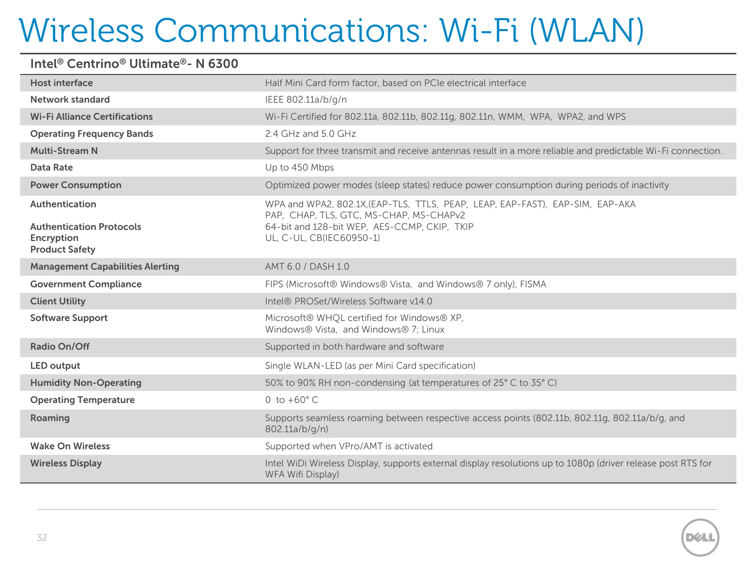# Wireless Communications: Wi-Fi (WLAN)

| Intel® Centrino® Ultimate®- N 6300 | |
|---|---|
| Host interface | Half Mini Card form factor, based on PCIe electrical interface |
| Network standard | IEEE 802.11a/b/g/n |
| Wi-Fi Alliance Certifications | Wi-Fi Certified for 802.11a, 802.11b, 802.11g, 802.11n, WMM, WPA, WPA2, and WPS |
| Operating Frequency Bands | 2.4 GHz and 5.0 GHz |
| Multi-Stream N | Support for three transmit and receive antennas result in a more reliable and predictable Wi-Fi connection. |
| Data Rate | Up to 450 Mbps |
| Power Consumption | Optimized power modes (sleep states) reduce power consumption during periods of inactivity |
| Authentication | WPA and WPA2, 802.1X,(EAP-TLS, TTLS, PEAP, LEAP, EAP-FAST), EAP-SIM, EAP-AKA |
| Authentication Protocols | PAP, CHAP, TLS, GTC, MS-CHAP, MS-CHAPv2 |
| Encryption | 64-bit and 128-bit WEP, AES-CCMP, CKIP, TKIP |
| Product Safety | UL, C-UL, CB(IEC60950-1) |
| Management Capabilities Alerting | AMT 6.0 / DASH 1.0 |
| Government Compliance | FIPS (Microsoft® Windows® Vista, and Windows® 7 only), FISMA |
| Client Utility | Intel® PROSet/Wireless Software v14.0 |
| Software Support | Microsoft® WHQL certified for Windows® XP, Windows® Vista, and Windows® 7; Linux |
| Radio On/Off | Supported in both hardware and software |
| LED output | Single WLAN-LED (as per Mini Card specification) |
| Humidity Non-Operating | 50% to 90% RH non-condensing (at temperatures of 25° C to 35° C) |
| Operating Temperature | 0 to +60° C |
| Roaming | Supports seamless roaming between respective access points (802.11b, 802.11g, 802.11a/b/g, and 802.11a/b/g/n) |
| Wake On Wireless | Supported when VPro/AMT is activated |
| Wireless Display | Intel WiDi Wireless Display, supports external display resolutions up to 1080p (driver release post RTS for WFA Wifi Display) |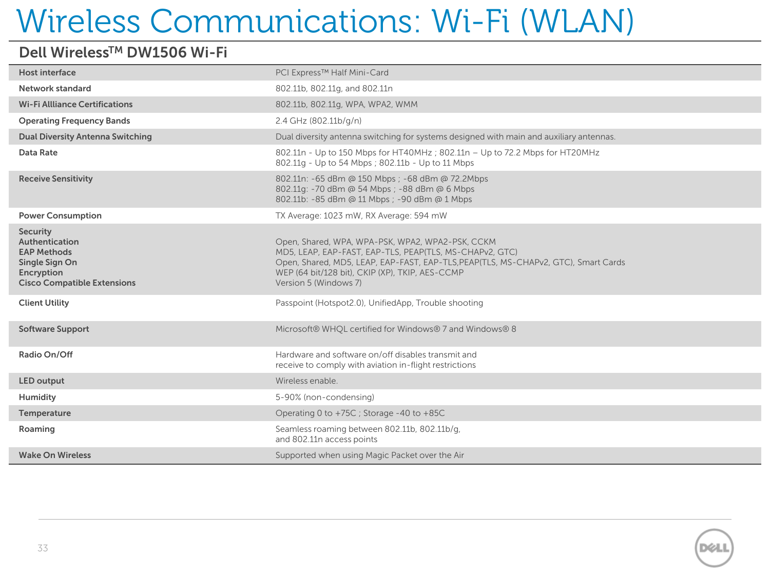# Wireless Communications: Wi-Fi (WLAN)

## Dell Wireless[TM] DW1506 Wi-Fi

| | |
|---|---|
| **Host interface** | PCI Express™ Half Mini-Card |
| **Network standard** | 802.11b, 802.11g, and 802.11n |
| **Wi-Fi Allliance Certifications** | 802.11b, 802.11g, WPA, WPA2, WMM |
| **Operating Frequency Bands** | 2.4 GHz (802.11b/g/n) |
| **Dual Diversity Antenna Switching** | Dual diversity antenna switching for systems designed with main and auxiliary antennas. |
| **Data Rate** | 802.11n - Up to 150 Mbps for HT40MHz ; 802.11n – Up to 72.2 Mbps for HT20MHz<br>802.11g - Up to 54 Mbps ; 802.11b - Up to 11 Mbps |
| **Receive Sensitivity** | 802.11n: -65 dBm @ 150 Mbps ; -68 dBm @ 72.2Mbps<br>802.11g: -70 dBm @ 54 Mbps ; -88 dBm @ 6 Mbps<br>802.11b: -85 dBm @ 11 Mbps ; -90 dBm @ 1 Mbps |
| **Power Consumption** | TX Average: 1023 mW, RX Average: 594 mW |
| **Security** | |
| **Authentication** | Open, Shared, WPA, WPA-PSK, WPA2, WPA2-PSK, CCKM |
| **EAP Methods** | MD5, LEAP, EAP-FAST, EAP-TLS, PEAP(TLS, MS-CHAPv2, GTC) |
| **Single Sign On** | Open, Shared, MD5, LEAP, EAP-FAST, EAP-TLS,PEAP(TLS, MS-CHAPv2, GTC), Smart Cards |
| **Encryption** | WEP (64 bit/128 bit), CKIP (XP), TKIP, AES-CCMP |
| **Cisco Compatible Extensions** | Version 5 (Windows 7) |
| **Client Utility** | Passpoint (Hotspot2.0), UnifiedApp, Trouble shooting |
| **Software Support** | Microsoft® WHQL certified for Windows® 7 and Windows® 8 |
| **Radio On/Off** | Hardware and software on/off disables transmit and receive to comply with aviation in-flight restrictions |
| **LED output** | Wireless enable. |
| **Humidity** | 5-90% (non-condensing) |
| **Temperature** | Operating 0 to +75C ; Storage -40 to +85C |
| **Roaming** | Seamless roaming between 802.11b, 802.11b/g, and 802.11n access points |
| **Wake On Wireless** | Supported when using Magic Packet over the Air |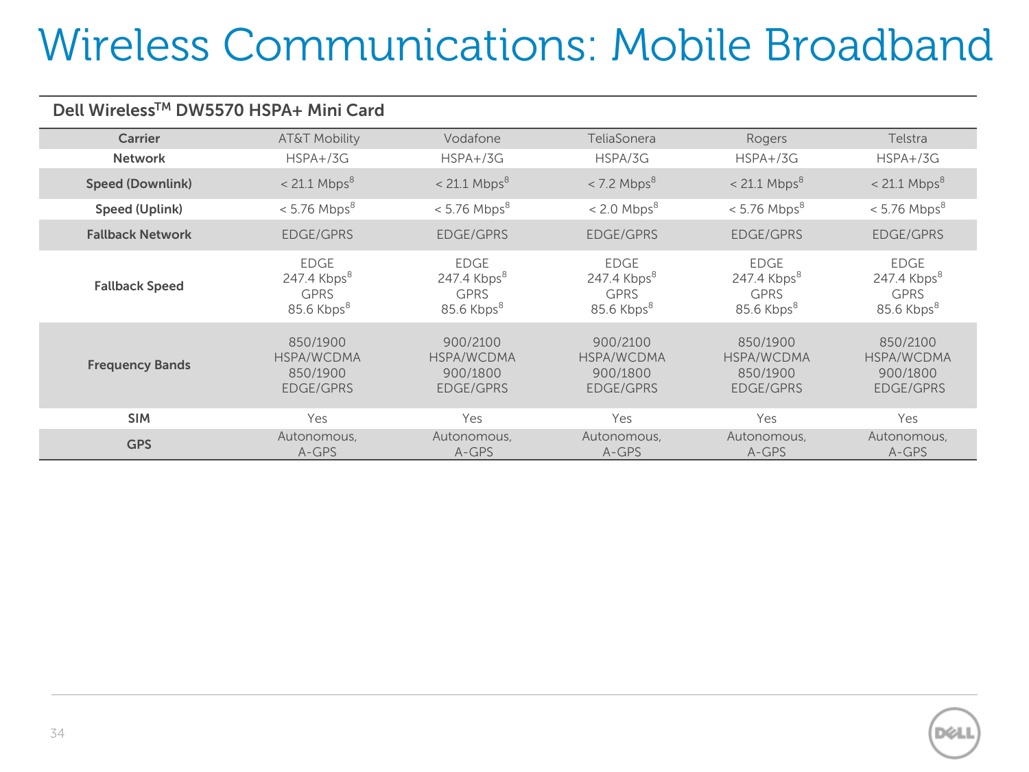# Wireless Communications: Mobile Broadband

**Dell Wireless™ DW5570 HSPA+ Mini Card**

| Carrier | AT&T Mobility | Vodafone | TeliaSonera | Rogers | Telstra |
|---|---|---|---|---|---|
| **Network** | HSPA+/3G | HSPA+/3G | HSPA/3G | HSPA+/3G | HSPA+/3G |
| **Speed (Downlink)** | < 21.1 Mbps[8] | < 21.1 Mbps[8] | < 7.2 Mbps[8] | < 21.1 Mbps[8] | < 21.1 Mbps[8] |
| **Speed (Uplink)** | < 5.76 Mbps[8] | < 5.76 Mbps[8] | < 2.0 Mbps[8] | < 5.76 Mbps[8] | < 5.76 Mbps[8] |
| **Fallback Network** | EDGE/GPRS | EDGE/GPRS | EDGE/GPRS | EDGE/GPRS | EDGE/GPRS |
| **Fallback Speed** | EDGE 247.4 Kbps[8] GPRS 85.6 Kbps[8] | EDGE 247.4 Kbps[8] GPRS 85.6 Kbps[8] | EDGE 247.4 Kbps[8] GPRS 85.6 Kbps[8] | EDGE 247.4 Kbps[8] GPRS 85.6 Kbps[8] | EDGE 247.4 Kbps[8] GPRS 85.6 Kbps[8] |
| **Frequency Bands** | 850/1900 HSPA/WCDMA 850/1900 EDGE/GPRS | 900/2100 HSPA/WCDMA 900/1800 EDGE/GPRS | 900/2100 HSPA/WCDMA 900/1800 EDGE/GPRS | 850/1900 HSPA/WCDMA 850/1900 EDGE/GPRS | 850/2100 HSPA/WCDMA 900/1800 EDGE/GPRS |
| **SIM** | Yes | Yes | Yes | Yes | Yes |
| **GPS** | Autonomous, A-GPS | Autonomous, A-GPS | Autonomous, A-GPS | Autonomous, A-GPS | Autonomous, A-GPS |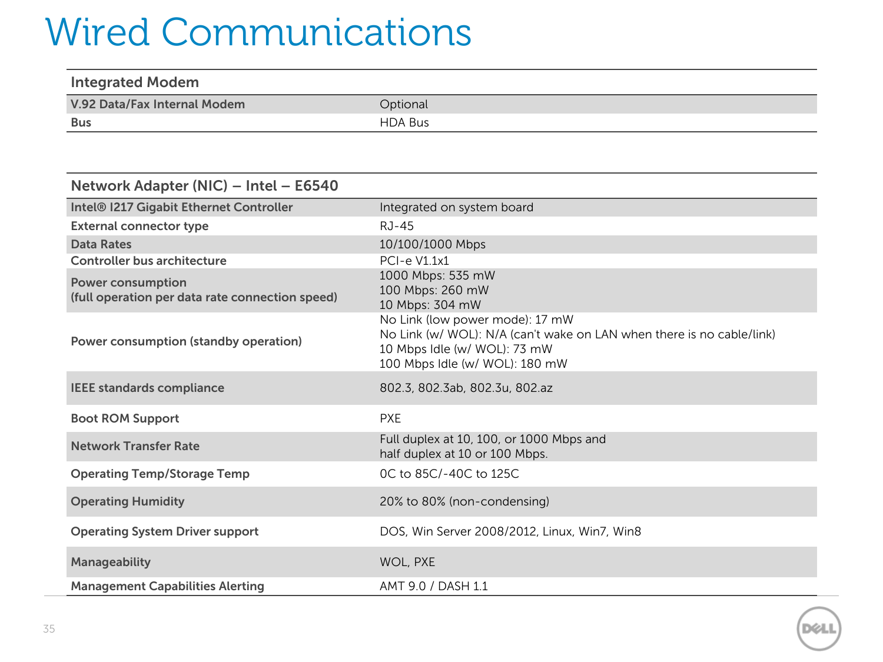# Wired Communications

| Integrated Modem | |
|---|---|
| **V.92 Data/Fax Internal Modem** | Optional |
| **Bus** | HDA Bus |

| Network Adapter (NIC) – Intel – E6540 | |
|---|---|
| **Intel® I217 Gigabit Ethernet Controller** | Integrated on system board |
| **External connector type** | RJ-45 |
| **Data Rates** | 10/100/1000 Mbps |
| **Controller bus architecture** | PCI-e V1.1x1 |
| **Power consumption (full operation per data rate connection speed)** | 1000 Mbps: 535 mW<br>100 Mbps: 260 mW<br>10 Mbps: 304 mW |
| **Power consumption (standby operation)** | No Link (low power mode): 17 mW<br>No Link (w/ WOL): N/A (can't wake on LAN when there is no cable/link)<br>10 Mbps Idle (w/ WOL): 73 mW<br>100 Mbps Idle (w/ WOL): 180 mW |
| **IEEE standards compliance** | 802.3, 802.3ab, 802.3u, 802.az |
| **Boot ROM Support** | PXE |
| **Network Transfer Rate** | Full duplex at 10, 100, or 1000 Mbps and half duplex at 10 or 100 Mbps. |
| **Operating Temp/Storage Temp** | 0C to 85C/-40C to 125C |
| **Operating Humidity** | 20% to 80% (non-condensing) |
| **Operating System Driver support** | DOS, Win Server 2008/2012, Linux, Win7, Win8 |
| **Manageability** | WOL, PXE |
| **Management Capabilities Alerting** | AMT 9.0 / DASH 1.1 |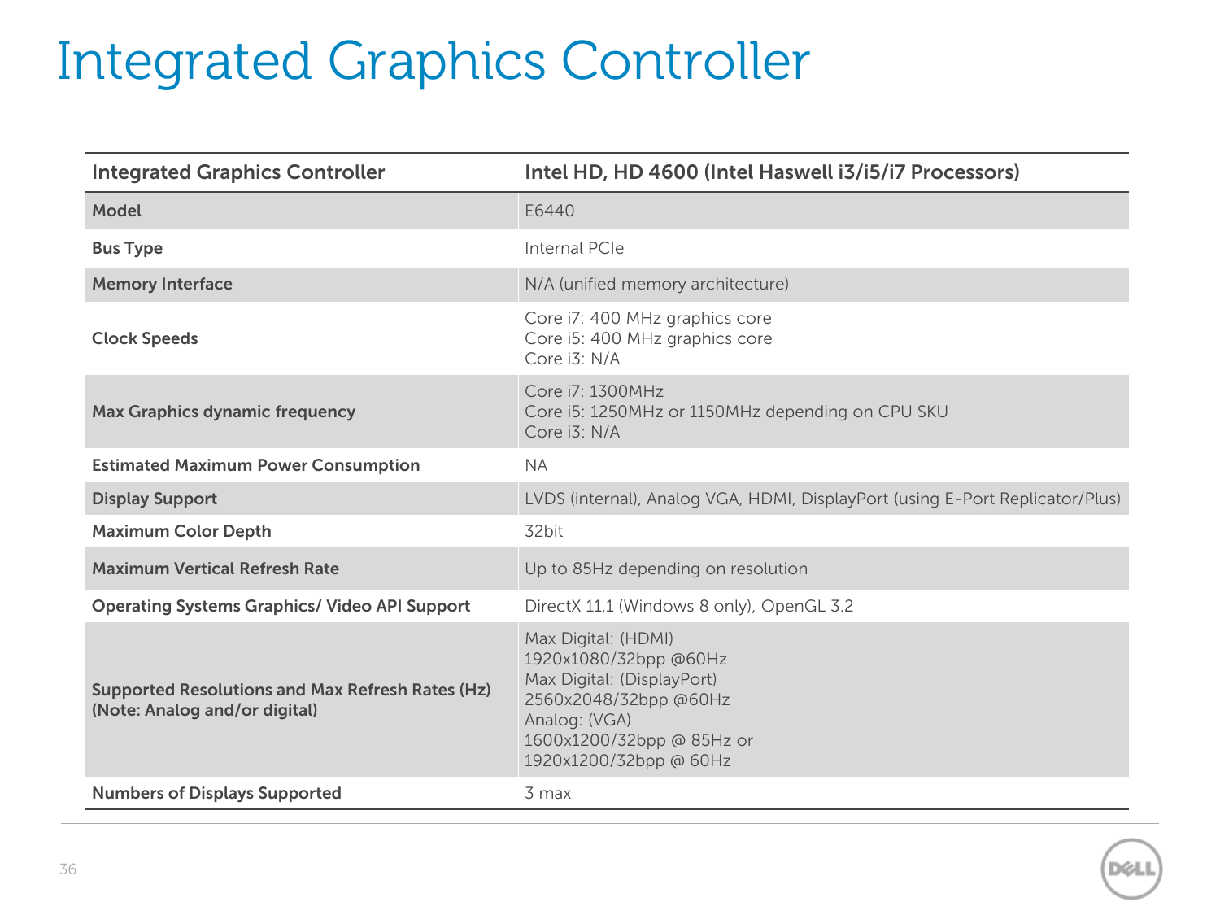# Integrated Graphics Controller

| Integrated Graphics Controller | Intel HD, HD 4600 (Intel Haswell i3/i5/i7 Processors) |
|---|---|
| **Model** | E6440 |
| **Bus Type** | Internal PCIe |
| **Memory Interface** | N/A (unified memory architecture) |
| **Clock Speeds** | Core i7: 400 MHz graphics core<br>Core i5: 400 MHz graphics core<br>Core i3: N/A |
| **Max Graphics dynamic frequency** | Core i7: 1300MHz<br>Core i5: 1250MHz or 1150MHz depending on CPU SKU<br>Core i3: N/A |
| **Estimated Maximum Power Consumption** | NA |
| **Display Support** | LVDS (internal), Analog VGA, HDMI, DisplayPort (using E-Port Replicator/Plus) |
| **Maximum Color Depth** | 32bit |
| **Maximum Vertical Refresh Rate** | Up to 85Hz depending on resolution |
| **Operating Systems Graphics/ Video API Support** | DirectX 11,1 (Windows 8 only), OpenGL 3.2 |
| **Supported Resolutions and Max Refresh Rates (Hz) (Note: Analog and/or digital)** | Max Digital: (HDMI)<br>1920x1080/32bpp @60Hz<br>Max Digital: (DisplayPort)<br>2560x2048/32bpp @60Hz<br>Analog: (VGA)<br>1600x1200/32bpp @ 85Hz or<br>1920x1200/32bpp @ 60Hz |
| **Numbers of Displays Supported** | 3 max |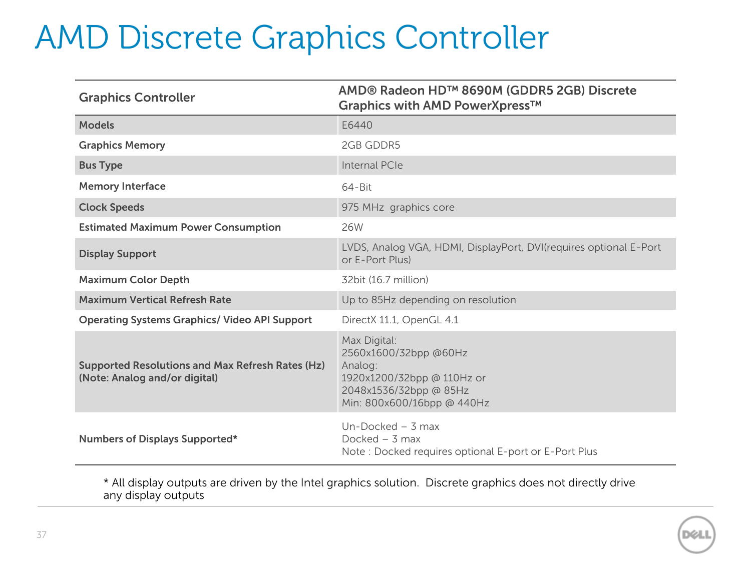# AMD Discrete Graphics Controller

| Graphics Controller | AMD® Radeon HD™ 8690M (GDDR5 2GB) Discrete Graphics with AMD PowerXpress™ |
|---|---|
| Models | E6440 |
| Graphics Memory | 2GB GDDR5 |
| Bus Type | Internal PCIe |
| Memory Interface | 64-Bit |
| Clock Speeds | 975 MHz graphics core |
| Estimated Maximum Power Consumption | 26W |
| Display Support | LVDS, Analog VGA, HDMI, DisplayPort, DVI(requires optional E-Port or E-Port Plus) |
| Maximum Color Depth | 32bit (16.7 million) |
| Maximum Vertical Refresh Rate | Up to 85Hz depending on resolution |
| Operating Systems Graphics/ Video API Support | DirectX 11.1, OpenGL 4.1 |
| Supported Resolutions and Max Refresh Rates (Hz) (Note: Analog and/or digital) | Max Digital:<br>2560x1600/32bpp @60Hz<br>Analog:<br>1920x1200/32bpp @ 110Hz or<br>2048x1536/32bpp @ 85Hz<br>Min: 800x600/16bpp @ 440Hz |
| Numbers of Displays Supported* | Un-Docked – 3 max<br>Docked – 3 max<br>Note : Docked requires optional E-port or E-Port Plus |

* All display outputs are driven by the Intel graphics solution. Discrete graphics does not directly drive any display outputs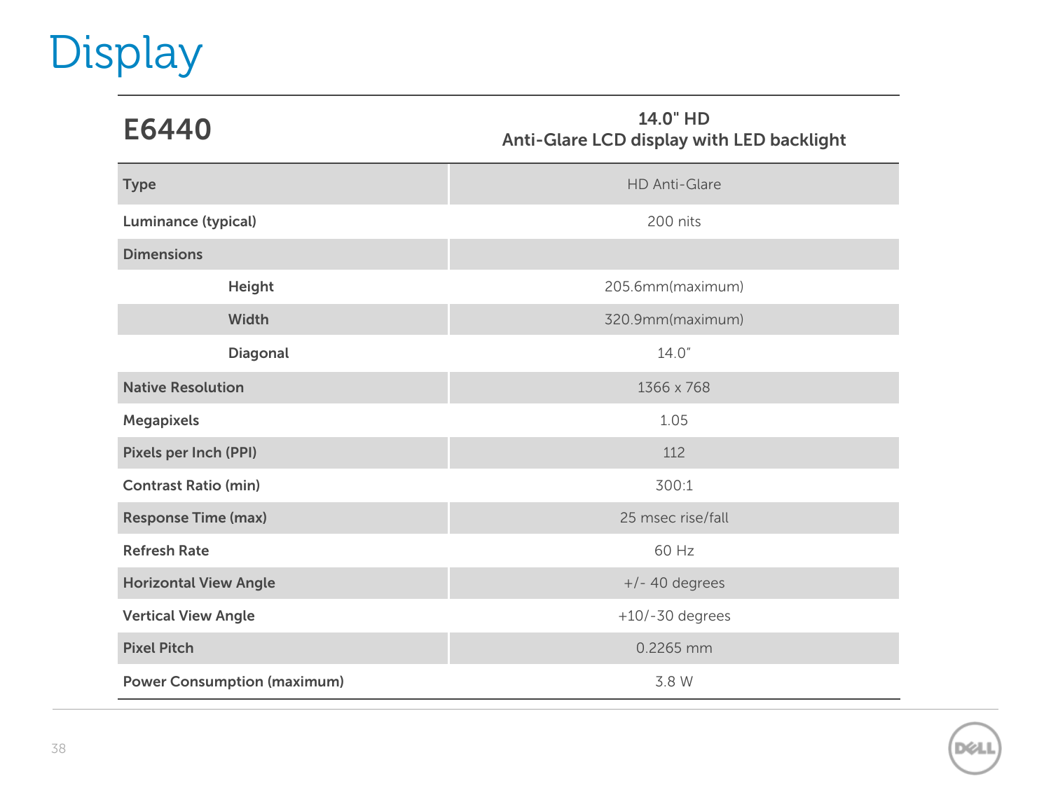# Display

| E6440 | 14.0" HD<br>Anti-Glare LCD display with LED backlight |
|---|---|
| Type | HD Anti-Glare |
| Luminance (typical) | 200 nits |
| Dimensions | |
| Height | 205.6mm(maximum) |
| Width | 320.9mm(maximum) |
| Diagonal | 14.0" |
| Native Resolution | 1366 x 768 |
| Megapixels | 1.05 |
| Pixels per Inch (PPI) | 112 |
| Contrast Ratio (min) | 300:1 |
| Response Time (max) | 25 msec rise/fall |
| Refresh Rate | 60 Hz |
| Horizontal View Angle | +/- 40 degrees |
| Vertical View Angle | +10/-30 degrees |
| Pixel Pitch | 0.2265 mm |
| Power Consumption (maximum) | 3.8 W |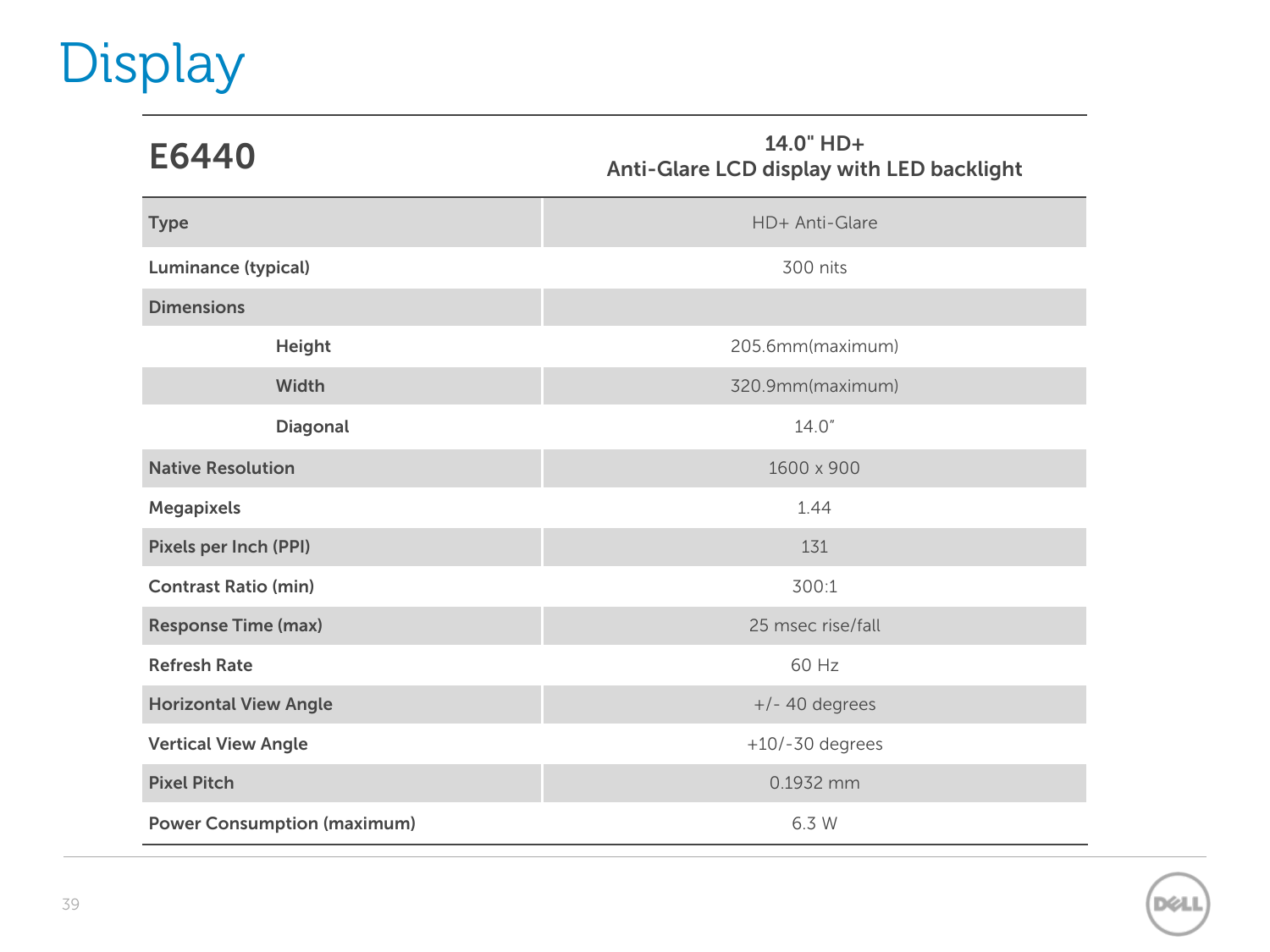# Display

| E6440 | 14.0" HD+ Anti-Glare LCD display with LED backlight |
| --- | --- |
| **Type** | HD+ Anti-Glare |
| **Luminance (typical)** | 300 nits |
| **Dimensions** | |
| **Height** | 205.6mm(maximum) |
| **Width** | 320.9mm(maximum) |
| **Diagonal** | 14.0" |
| **Native Resolution** | 1600 x 900 |
| **Megapixels** | 1.44 |
| **Pixels per Inch (PPI)** | 131 |
| **Contrast Ratio (min)** | 300:1 |
| **Response Time (max)** | 25 msec rise/fall |
| **Refresh Rate** | 60 Hz |
| **Horizontal View Angle** | +/- 40 degrees |
| **Vertical View Angle** | +10/-30 degrees |
| **Pixel Pitch** | 0.1932 mm |
| **Power Consumption (maximum)** | 6.3 W |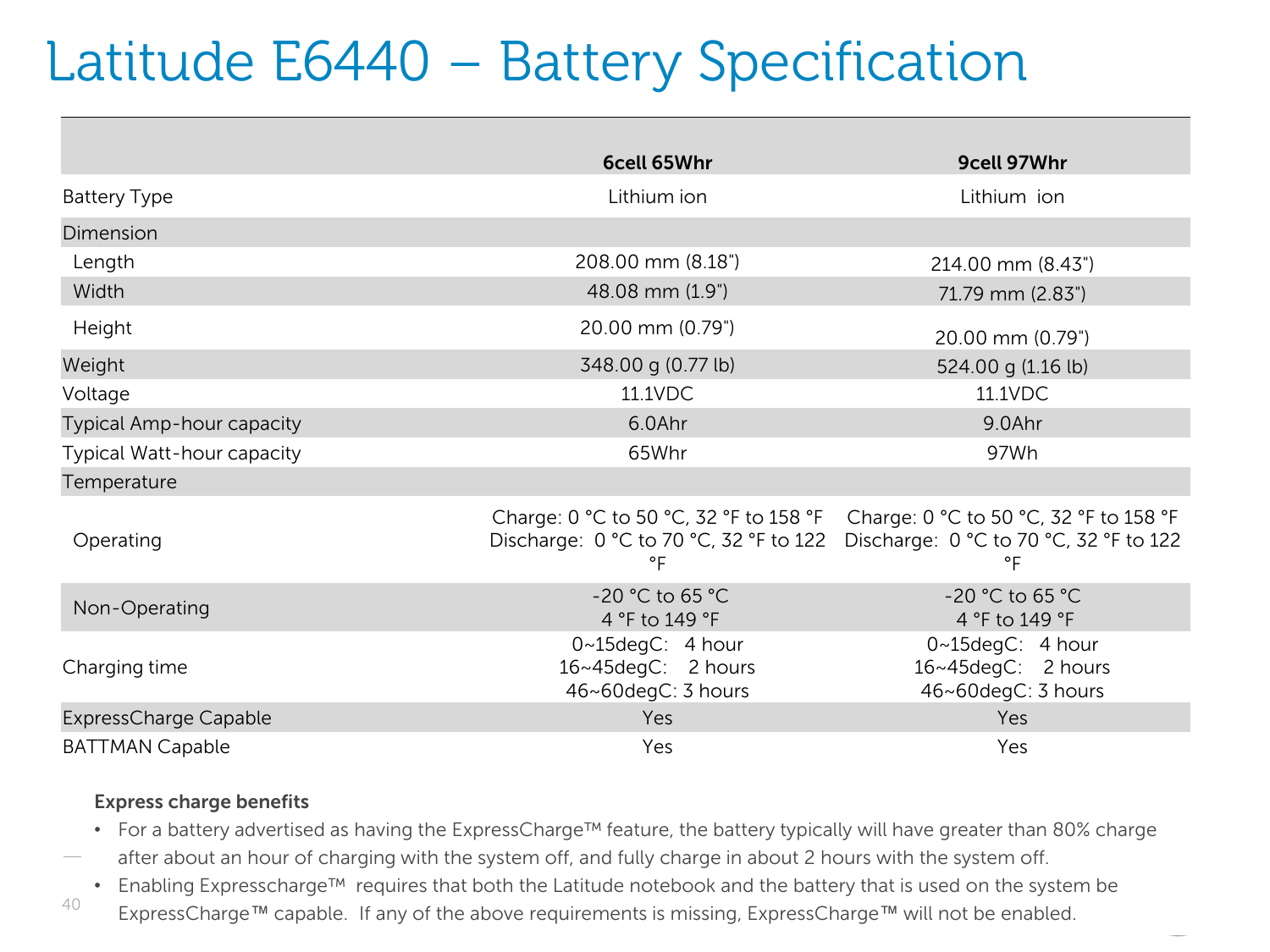# Latitude E6440 – Battery Specification

| | 6cell 65Whr | 9cell 97Whr |
|---|---|---|
| Battery Type | Lithium ion | Lithium ion |
| Dimension | | |
| Length | 208.00 mm (8.18") | 214.00 mm (8.43") |
| Width | 48.08 mm (1.9") | 71.79 mm (2.83") |
| Height | 20.00 mm (0.79") | 20.00 mm (0.79") |
| Weight | 348.00 g (0.77 lb) | 524.00 g (1.16 lb) |
| Voltage | 11.1VDC | 11.1VDC |
| Typical Amp-hour capacity | 6.0Ahr | 9.0Ahr |
| Typical Watt-hour capacity | 65Whr | 97Wh |
| Temperature | | |
| Operating | Charge: 0 °C to 50 °C, 32 °F to 158 °F<br>Discharge: 0 °C to 70 °C, 32 °F to 122 °F | Charge: 0 °C to 50 °C, 32 °F to 158 °F<br>Discharge: 0 °C to 70 °C, 32 °F to 122 °F |
| Non-Operating | -20 °C to 65 °C<br>4 °F to 149 °F | -20 °C to 65 °C<br>4 °F to 149 °F |
| Charging time | 0~15degC: 4 hour<br>16~45degC: 2 hours<br>46~60degC: 3 hours | 0~15degC: 4 hour<br>16~45degC: 2 hours<br>46~60degC: 3 hours |
| ExpressCharge Capable | Yes | Yes |
| BATTMAN Capable | Yes | Yes |

**Express charge benefits**

- For a battery advertised as having the ExpressCharge™ feature, the battery typically will have greater than 80% charge after about an hour of charging with the system off, and fully charge in about 2 hours with the system off.
- Enabling Expresscharge™ requires that both the Latitude notebook and the battery that is used on the system be ExpressCharge™ capable. If any of the above requirements is missing, ExpressCharge™ will not be enabled.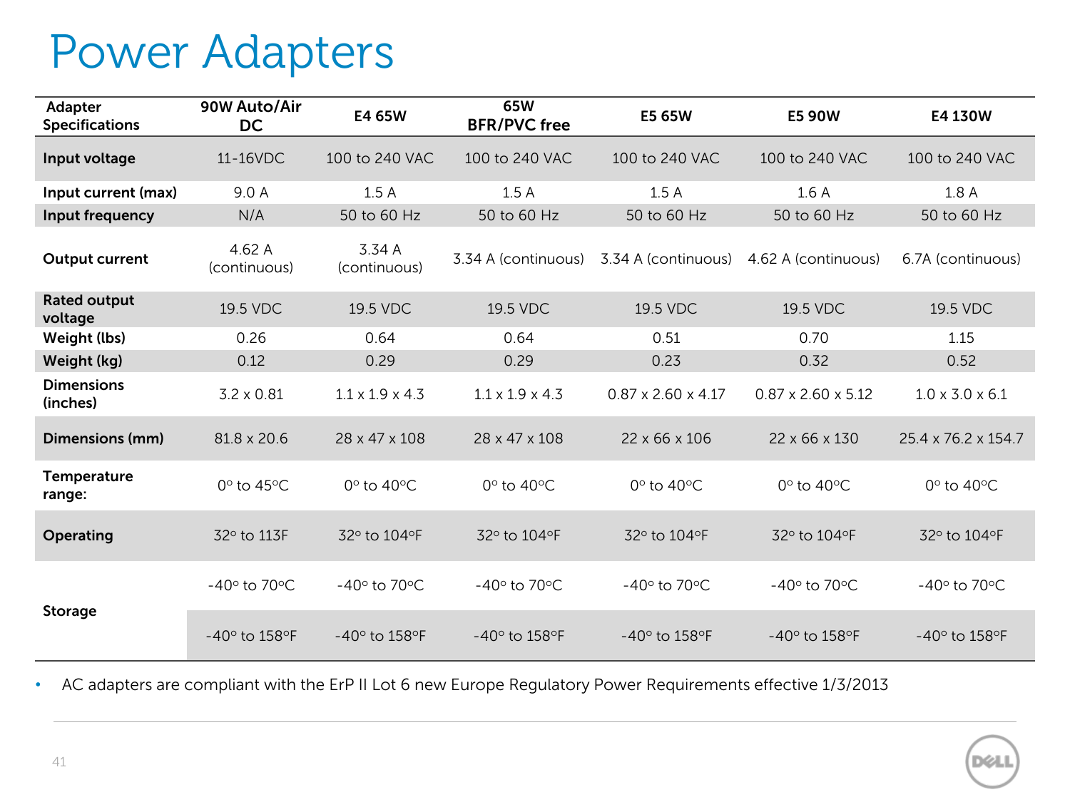# Power Adapters

| Adapter Specifications | 90W Auto/Air DC | E4 65W | 65W BFR/PVC free | E5 65W | E5 90W | E4 130W |
|---|---|---|---|---|---|---|
| **Input voltage** | 11-16VDC | 100 to 240 VAC | 100 to 240 VAC | 100 to 240 VAC | 100 to 240 VAC | 100 to 240 VAC |
| **Input current (max)** | 9.0 A | 1.5 A | 1.5 A | 1.5 A | 1.6 A | 1.8 A |
| **Input frequency** | N/A | 50 to 60 Hz | 50 to 60 Hz | 50 to 60 Hz | 50 to 60 Hz | 50 to 60 Hz |
| **Output current** | 4.62 A (continuous) | 3.34 A (continuous) | 3.34 A (continuous) | 3.34 A (continuous) | 4.62 A (continuous) | 6.7A (continuous) |
| **Rated output voltage** | 19.5 VDC | 19.5 VDC | 19.5 VDC | 19.5 VDC | 19.5 VDC | 19.5 VDC |
| **Weight (lbs)** | 0.26 | 0.64 | 0.64 | 0.51 | 0.70 | 1.15 |
| **Weight (kg)** | 0.12 | 0.29 | 0.29 | 0.23 | 0.32 | 0.52 |
| **Dimensions (inches)** | 3.2 x 0.81 | 1.1 x 1.9 x 4.3 | 1.1 x 1.9 x 4.3 | 0.87 x 2.60 x 4.17 | 0.87 x 2.60 x 5.12 | 1.0 x 3.0 x 6.1 |
| **Dimensions (mm)** | 81.8 x 20.6 | 28 x 47 x 108 | 28 x 47 x 108 | 22 x 66 x 106 | 22 x 66 x 130 | 25.4 x 76.2 x 154.7 |
| **Temperature range:** | 0° to 45°C | 0° to 40°C | 0° to 40°C | 0° to 40°C | 0° to 40°C | 0° to 40°C |
| **Operating** | 32° to 113F | 32° to 104°F | 32° to 104°F | 32° to 104°F | 32° to 104°F | 32° to 104°F |
| **Storage** | -40° to 70°C | -40° to 70°C | -40° to 70°C | -40° to 70°C | -40° to 70°C | -40° to 70°C |
| | -40° to 158°F | -40° to 158°F | -40° to 158°F | -40° to 158°F | -40° to 158°F | -40° to 158°F |

- AC adapters are compliant with the ErP II Lot 6 new Europe Regulatory Power Requirements effective 1/3/2013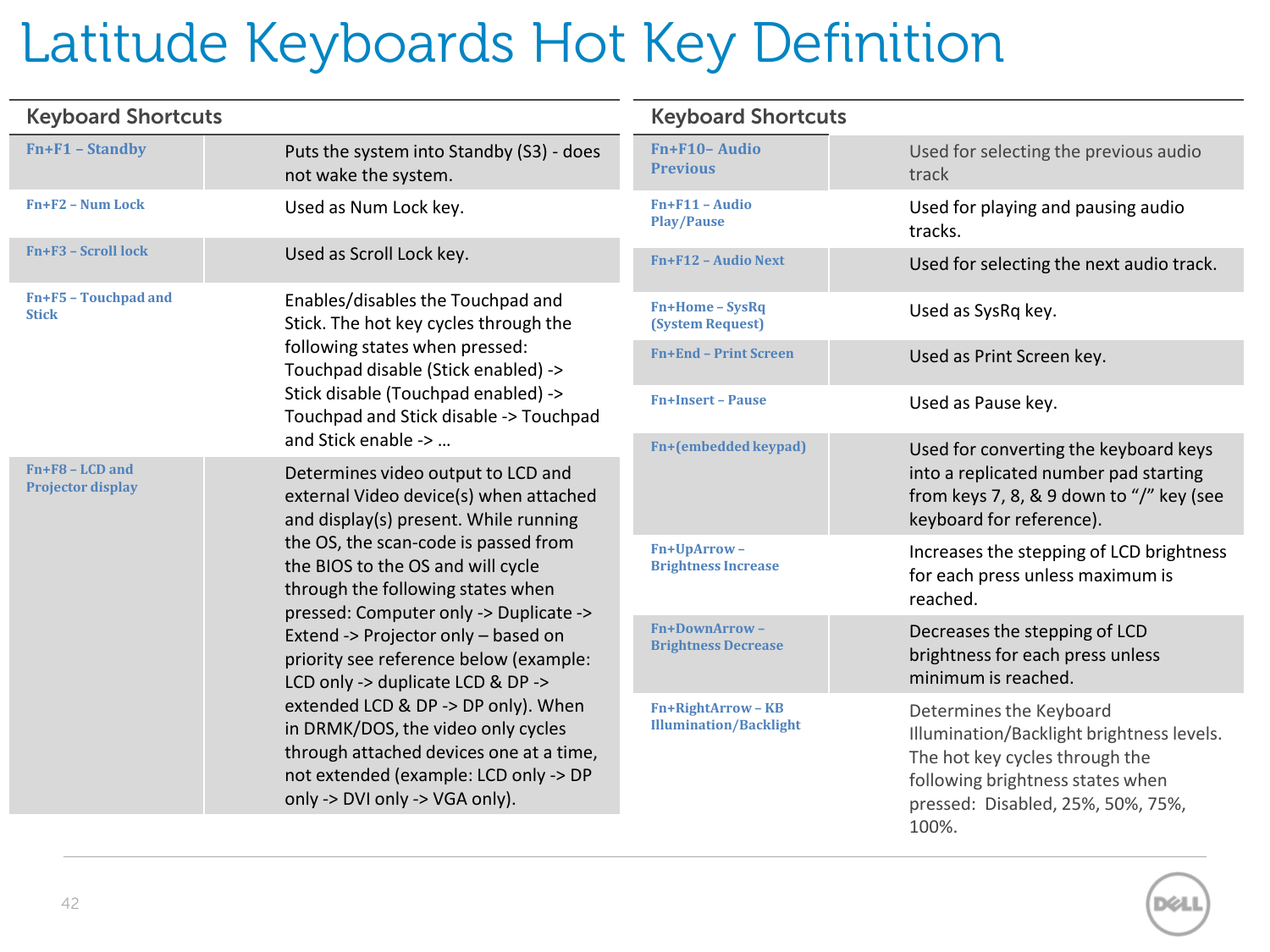# Latitude Keyboards Hot Key Definition

| Keyboard Shortcuts | |
|---|---|
| **Fn+F1 – Standby** | Puts the system into Standby (S3) - does not wake the system. |
| **Fn+F2 – Num Lock** | Used as Num Lock key. |
| **Fn+F3 – Scroll lock** | Used as Scroll Lock key. |
| **Fn+F5 – Touchpad and Stick** | Enables/disables the Touchpad and Stick. The hot key cycles through the following states when pressed: Touchpad disable (Stick enabled) -> Stick disable (Touchpad enabled) -> Touchpad and Stick disable -> Touchpad and Stick enable -> … |
| **Fn+F8 – LCD and Projector display** | Determines video output to LCD and external Video device(s) when attached and display(s) present. While running the OS, the scan-code is passed from the BIOS to the OS and will cycle through the following states when pressed: Computer only -> Duplicate -> Extend -> Projector only – based on priority see reference below (example: LCD only -> duplicate LCD & DP -> extended LCD & DP -> DP only). When in DRMK/DOS, the video only cycles through attached devices one at a time, not extended (example: LCD only -> DP only -> DVI only -> VGA only). |

| Keyboard Shortcuts | |
|---|---|
| **Fn+F10– Audio Previous** | Used for selecting the previous audio track |
| **Fn+F11 – Audio Play/Pause** | Used for playing and pausing audio tracks. |
| **Fn+F12 – Audio Next** | Used for selecting the next audio track. |
| **Fn+Home – SysRq (System Request)** | Used as SysRq key. |
| **Fn+End – Print Screen** | Used as Print Screen key. |
| **Fn+Insert – Pause** | Used as Pause key. |
| **Fn+(embedded keypad)** | Used for converting the keyboard keys into a replicated number pad starting from keys 7, 8, & 9 down to "/" key (see keyboard for reference). |
| **Fn+UpArrow – Brightness Increase** | Increases the stepping of LCD brightness for each press unless maximum is reached. |
| **Fn+DownArrow – Brightness Decrease** | Decreases the stepping of LCD brightness for each press unless minimum is reached. |
| **Fn+RightArrow – KB Illumination/Backlight** | Determines the Keyboard Illumination/Backlight brightness levels. The hot key cycles through the following brightness states when pressed: Disabled, 25%, 50%, 75%, 100%. |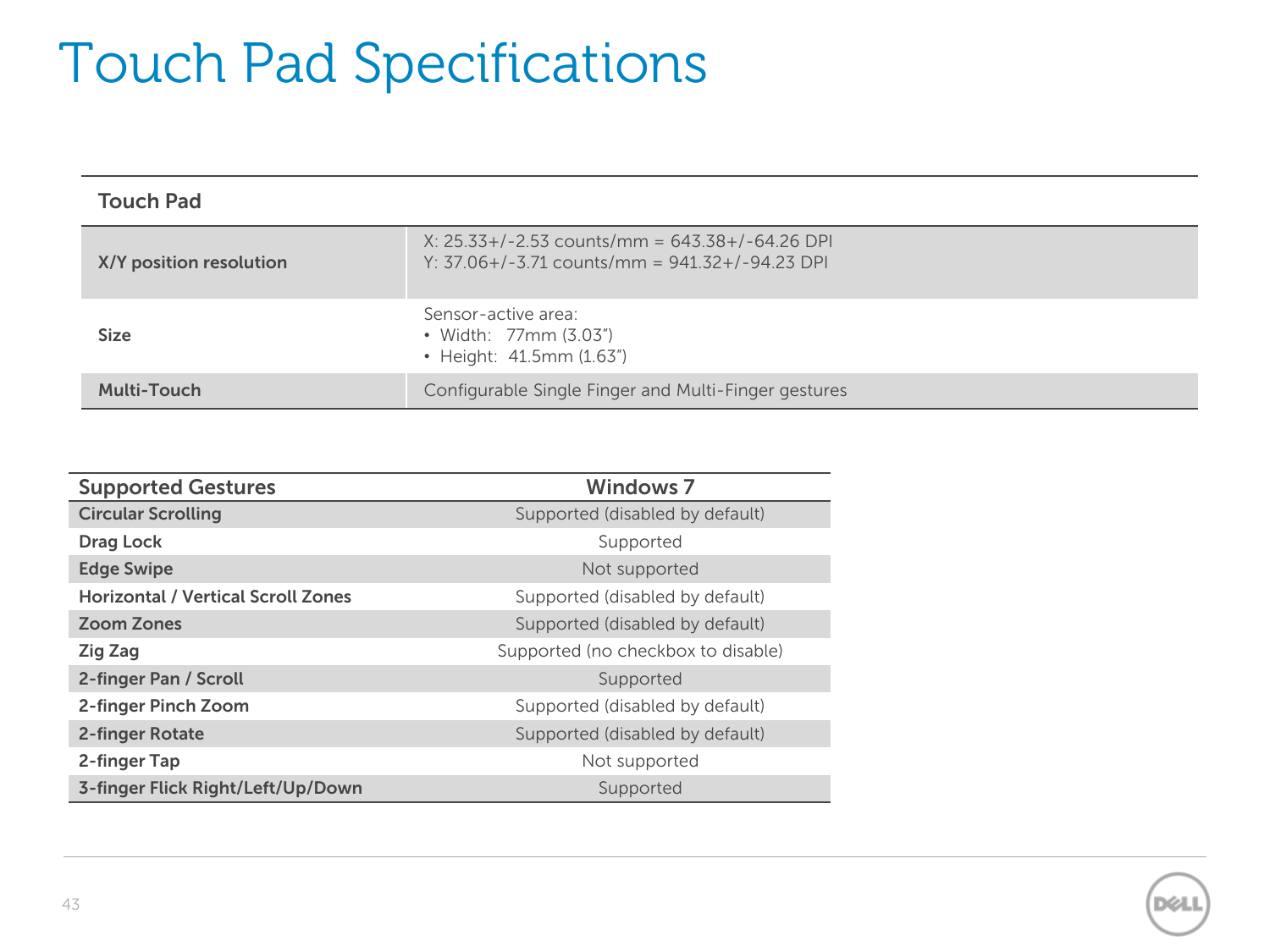# Touch Pad Specifications

| Touch Pad | |
|---|---|
| **X/Y position resolution** | X: 25.33+/-2.53 counts/mm = 643.38+/-64.26 DPI<br>Y: 37.06+/-3.71 counts/mm = 941.32+/-94.23 DPI |
| **Size** | Sensor-active area:<br>• Width: 77mm (3.03”)<br>• Height: 41.5mm (1.63”) |
| **Multi-Touch** | Configurable Single Finger and Multi-Finger gestures |

| Supported Gestures | Windows 7 |
|---|---|
| **Circular Scrolling** | Supported (disabled by default) |
| **Drag Lock** | Supported |
| **Edge Swipe** | Not supported |
| **Horizontal / Vertical Scroll Zones** | Supported (disabled by default) |
| **Zoom Zones** | Supported (disabled by default) |
| **Zig Zag** | Supported (no checkbox to disable) |
| **2-finger Pan / Scroll** | Supported |
| **2-finger Pinch Zoom** | Supported (disabled by default) |
| **2-finger Rotate** | Supported (disabled by default) |
| **2-finger Tap** | Not supported |
| **3-finger Flick Right/Left/Up/Down** | Supported |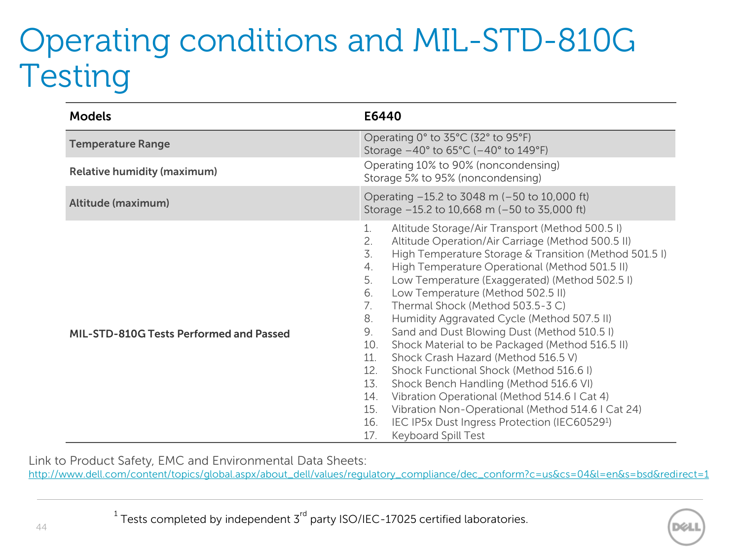# Operating conditions and MIL-STD-810G Testing

| Models | E6440 |
|---|---|
| Temperature Range | Operating 0° to 35°C (32° to 95°F)<br>Storage −40° to 65°C (−40° to 149°F) |
| Relative humidity (maximum) | Operating 10% to 90% (noncondensing)<br>Storage 5% to 95% (noncondensing) |
| Altitude (maximum) | Operating −15.2 to 3048 m (−50 to 10,000 ft)<br>Storage −15.2 to 10,668 m (−50 to 35,000 ft) |
| MIL-STD-810G Tests Performed and Passed | 1. Altitude Storage/Air Transport (Method 500.5 I)<br>2. Altitude Operation/Air Carriage (Method 500.5 II)<br>3. High Temperature Storage & Transition (Method 501.5 I)<br>4. High Temperature Operational (Method 501.5 II)<br>5. Low Temperature (Exaggerated) (Method 502.5 I)<br>6. Low Temperature (Method 502.5 II)<br>7. Thermal Shock (Method 503.5-3 C)<br>8. Humidity Aggravated Cycle (Method 507.5 II)<br>9. Sand and Dust Blowing Dust (Method 510.5 I)<br>10. Shock Material to be Packaged (Method 516.5 II)<br>11. Shock Crash Hazard (Method 516.5 V)<br>12. Shock Functional Shock (Method 516.6 I)<br>13. Shock Bench Handling (Method 516.6 VI)<br>14. Vibration Operational (Method 514.6 I Cat 4)<br>15. Vibration Non-Operational (Method 514.6 I Cat 24)<br>16. IEC IP5x Dust Ingress Protection (IEC60529[1])<br>17. Keyboard Spill Test |

Link to Product Safety, EMC and Environmental Data Sheets:
http://www.dell.com/content/topics/global.aspx/about_dell/values/regulatory_compliance/dec_conform?c=us&cs=04&l=en&s=bsd&redirect=1

[1] Tests completed by independent 3rd party ISO/IEC-17025 certified laboratories.